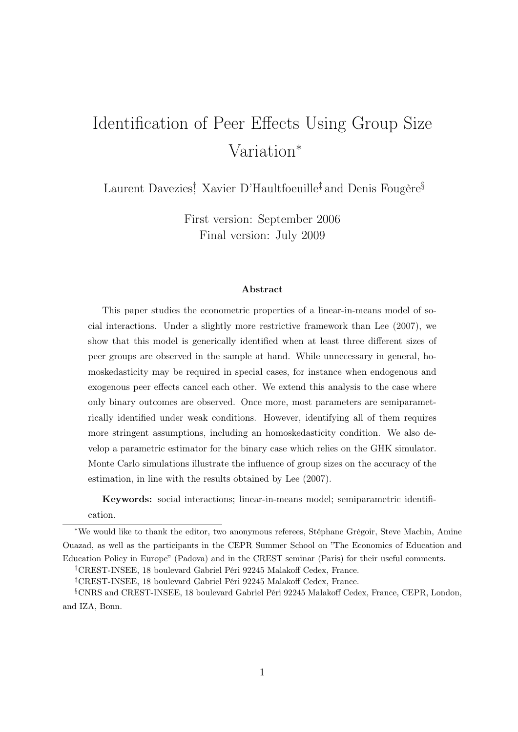# Identification of Peer Effects Using Group Size Variation*

Laurent Davezies[†], Xavier D'Haultfoeuille[‡] and Denis Fougère[§]

First version: September 2006
Final version: July 2009

### Abstract

This paper studies the econometric properties of a linear-in-means model of social interactions. Under a slightly more restrictive framework than Lee (2007), we show that this model is generically identified when at least three different sizes of peer groups are observed in the sample at hand. While unnecessary in general, homoskedasticity may be required in special cases, for instance when endogenous and exogenous peer effects cancel each other. We extend this analysis to the case where only binary outcomes are observed. Once more, most parameters are semiparametrically identified under weak conditions. However, identifying all of them requires more stringent assumptions, including an homoskedasticity condition. We also develop a parametric estimator for the binary case which relies on the GHK simulator. Monte Carlo simulations illustrate the influence of group sizes on the accuracy of the estimation, in line with the results obtained by Lee (2007).

**Keywords:** social interactions; linear-in-means model; semiparametric identification.

---

*We would like to thank the editor, two anonymous referees, Stéphane Grégoir, Steve Machin, Amine Ouazad, as well as the participants in the CEPR Summer School on "The Economics of Education and Education Policy in Europe" (Padova) and in the CREST seminar (Paris) for their useful comments.

[†]CREST-INSEE, 18 boulevard Gabriel Péri 92245 Malakoff Cedex, France.

[‡]CREST-INSEE, 18 boulevard Gabriel Péri 92245 Malakoff Cedex, France.

[§]CNRS and CREST-INSEE, 18 boulevard Gabriel Péri 92245 Malakoff Cedex, France, CEPR, London, and IZA, Bonn.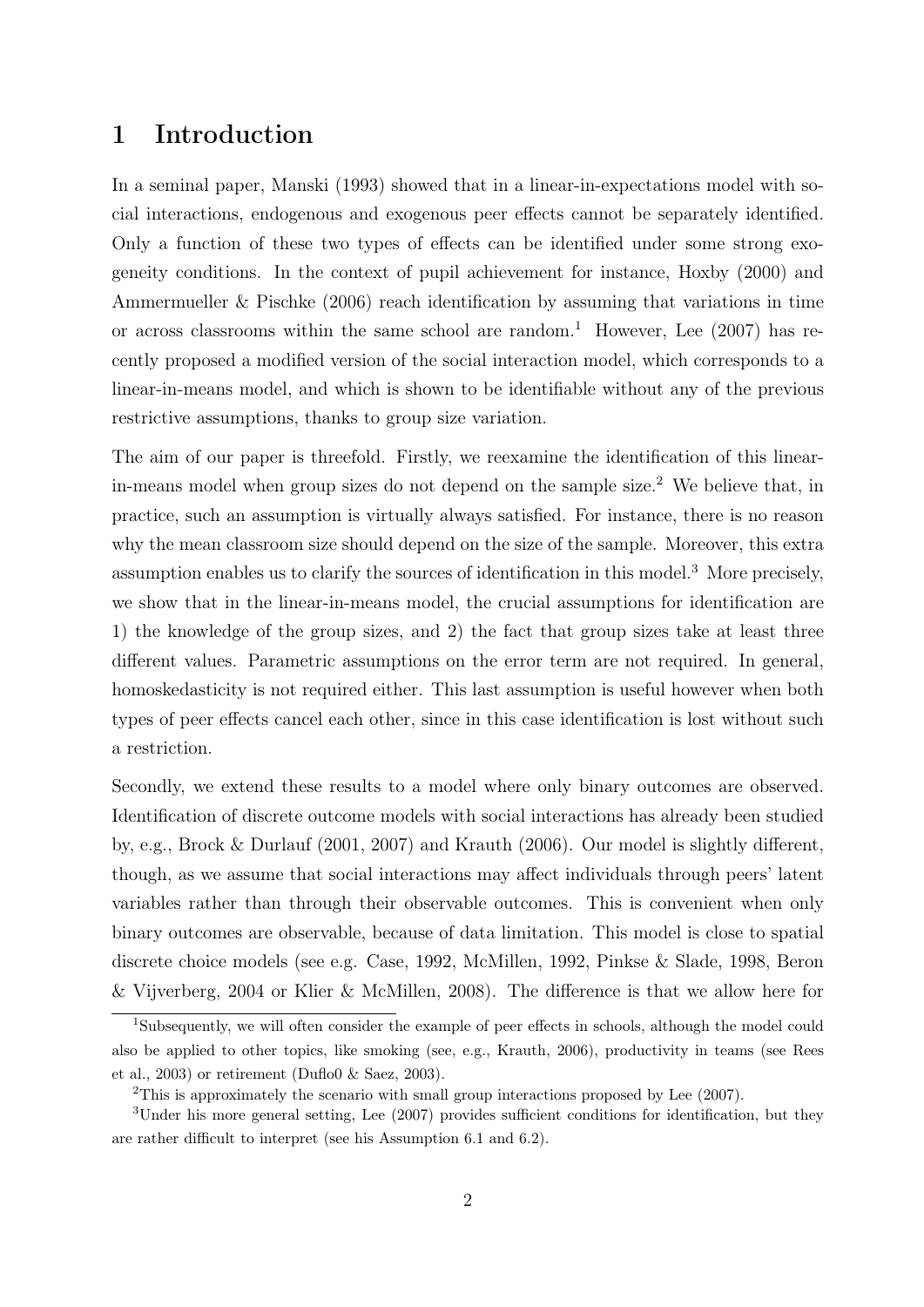# 1 Introduction

In a seminal paper, Manski (1993) showed that in a linear-in-expectations model with social interactions, endogenous and exogenous peer effects cannot be separately identified. Only a function of these two types of effects can be identified under some strong exogeneity conditions. In the context of pupil achievement for instance, Hoxby (2000) and Ammermueller & Pischke (2006) reach identification by assuming that variations in time or across classrooms within the same school are random.[1] However, Lee (2007) has recently proposed a modified version of the social interaction model, which corresponds to a linear-in-means model, and which is shown to be identifiable without any of the previous restrictive assumptions, thanks to group size variation.

The aim of our paper is threefold. Firstly, we reexamine the identification of this linear-in-means model when group sizes do not depend on the sample size.[2] We believe that, in practice, such an assumption is virtually always satisfied. For instance, there is no reason why the mean classroom size should depend on the size of the sample. Moreover, this extra assumption enables us to clarify the sources of identification in this model.[3] More precisely, we show that in the linear-in-means model, the crucial assumptions for identification are 1) the knowledge of the group sizes, and 2) the fact that group sizes take at least three different values. Parametric assumptions on the error term are not required. In general, homoskedasticity is not required either. This last assumption is useful however when both types of peer effects cancel each other, since in this case identification is lost without such a restriction.

Secondly, we extend these results to a model where only binary outcomes are observed. Identification of discrete outcome models with social interactions has already been studied by, e.g., Brock & Durlauf (2001, 2007) and Krauth (2006). Our model is slightly different, though, as we assume that social interactions may affect individuals through peers' latent variables rather than through their observable outcomes. This is convenient when only binary outcomes are observable, because of data limitation. This model is close to spatial discrete choice models (see e.g. Case, 1992, McMillen, 1992, Pinkse & Slade, 1998, Beron & Vijverberg, 2004 or Klier & McMillen, 2008). The difference is that we allow here for

---

[1] Subsequently, we will often consider the example of peer effects in schools, although the model could also be applied to other topics, like smoking (see, e.g., Krauth, 2006), productivity in teams (see Rees et al., 2003) or retirement (Duflo0 & Saez, 2003).

[2] This is approximately the scenario with small group interactions proposed by Lee (2007).

[3] Under his more general setting, Lee (2007) provides sufficient conditions for identification, but they are rather difficult to interpret (see his Assumption 6.1 and 6.2).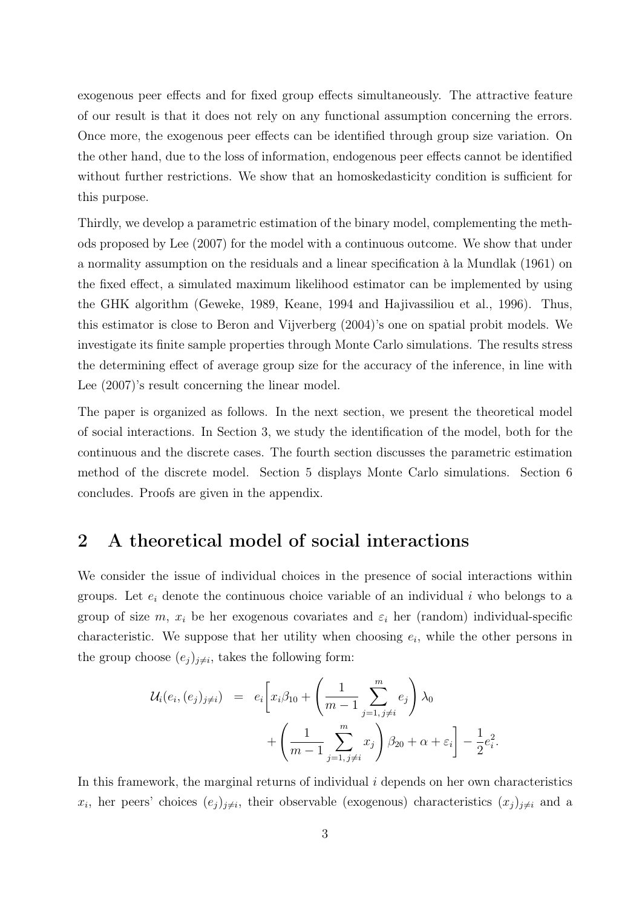exogenous peer effects and for fixed group effects simultaneously. The attractive feature of our result is that it does not rely on any functional assumption concerning the errors. Once more, the exogenous peer effects can be identified through group size variation. On the other hand, due to the loss of information, endogenous peer effects cannot be identified without further restrictions. We show that an homoskedasticity condition is sufficient for this purpose.

Thirdly, we develop a parametric estimation of the binary model, complementing the methods proposed by Lee (2007) for the model with a continuous outcome. We show that under a normality assumption on the residuals and a linear specification à la Mundlak (1961) on the fixed effect, a simulated maximum likelihood estimator can be implemented by using the GHK algorithm (Geweke, 1989, Keane, 1994 and Hajivassiliou et al., 1996). Thus, this estimator is close to Beron and Vijverberg (2004)'s one on spatial probit models. We investigate its finite sample properties through Monte Carlo simulations. The results stress the determining effect of average group size for the accuracy of the inference, in line with Lee (2007)'s result concerning the linear model.

The paper is organized as follows. In the next section, we present the theoretical model of social interactions. In Section 3, we study the identification of the model, both for the continuous and the discrete cases. The fourth section discusses the parametric estimation method of the discrete model. Section 5 displays Monte Carlo simulations. Section 6 concludes. Proofs are given in the appendix.

## 2 A theoretical model of social interactions

We consider the issue of individual choices in the presence of social interactions within groups. Let $e_i$ denote the continuous choice variable of an individual $i$ who belongs to a group of size $m$, $x_i$ be her exogenous covariates and $\varepsilon_i$ her (random) individual-specific characteristic. We suppose that her utility when choosing $e_i$, while the other persons in the group choose $(e_j)_{j\neq i}$, takes the following form:

$$
\begin{aligned}
\mathcal{U}_i(e_i,(e_j)_{j\neq i}) &= e_i\Bigg[x_i\beta_{10} + \left(\frac{1}{m-1}\sum_{j=1,\, j\neq i}^{m} e_j\right)\lambda_0 \\
&\qquad + \left(\frac{1}{m-1}\sum_{j=1,\, j\neq i}^{m} x_j\right)\beta_{20} + \alpha + \varepsilon_i\Bigg] - \frac{1}{2}e_i^2.
\end{aligned}
$$

In this framework, the marginal returns of individual $i$ depends on her own characteristics $x_i$, her peers' choices $(e_j)_{j\neq i}$, their observable (exogenous) characteristics $(x_j)_{j\neq i}$ and a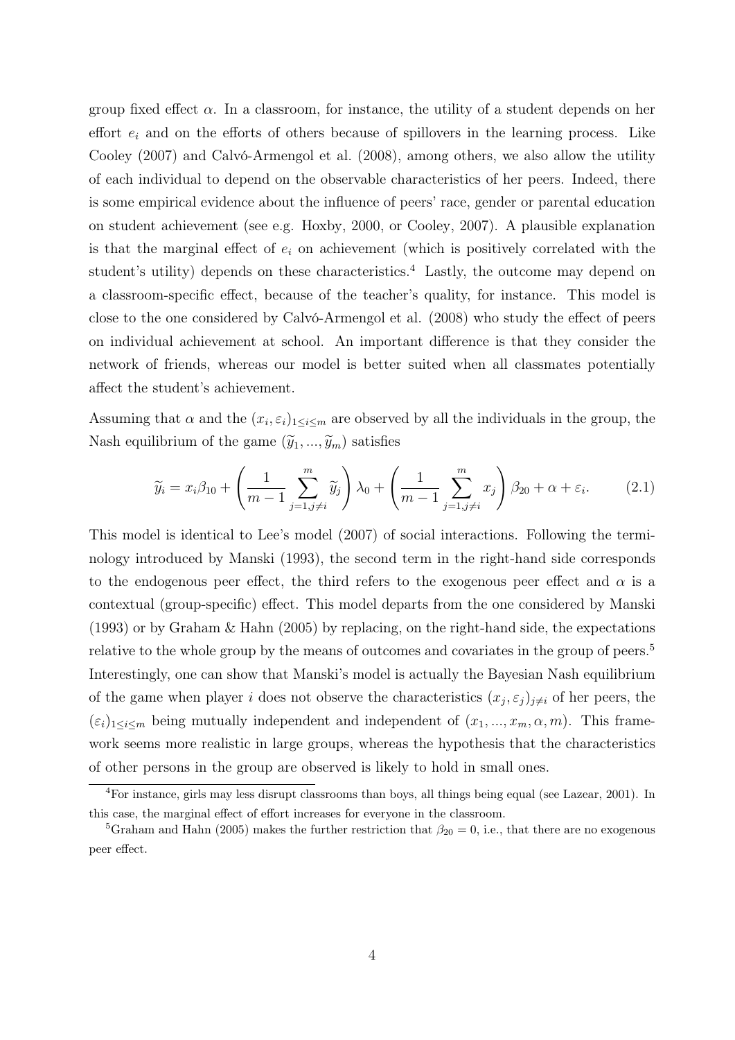group fixed effect $\alpha$. In a classroom, for instance, the utility of a student depends on her effort $e_i$ and on the efforts of others because of spillovers in the learning process. Like Cooley (2007) and Calvó-Armengol et al. (2008), among others, we also allow the utility of each individual to depend on the observable characteristics of her peers. Indeed, there is some empirical evidence about the influence of peers' race, gender or parental education on student achievement (see e.g. Hoxby, 2000, or Cooley, 2007). A plausible explanation is that the marginal effect of $e_i$ on achievement (which is positively correlated with the student's utility) depends on these characteristics.[4] Lastly, the outcome may depend on a classroom-specific effect, because of the teacher's quality, for instance. This model is close to the one considered by Calvó-Armengol et al. (2008) who study the effect of peers on individual achievement at school. An important difference is that they consider the network of friends, whereas our model is better suited when all classmates potentially affect the student's achievement.

Assuming that $\alpha$ and the $(x_i, \varepsilon_i)_{1 \leq i \leq m}$ are observed by all the individuals in the group, the Nash equilibrium of the game $(\widetilde{y}_1, ..., \widetilde{y}_m)$ satisfies

$$\widetilde{y}_i = x_i\beta_{10} + \left(\frac{1}{m-1}\sum_{j=1, j\neq i}^{m} \widetilde{y}_j\right)\lambda_0 + \left(\frac{1}{m-1}\sum_{j=1, j\neq i}^{m} x_j\right)\beta_{20} + \alpha + \varepsilon_i. \tag{2.1}$$

This model is identical to Lee's model (2007) of social interactions. Following the terminology introduced by Manski (1993), the second term in the right-hand side corresponds to the endogenous peer effect, the third refers to the exogenous peer effect and $\alpha$ is a contextual (group-specific) effect. This model departs from the one considered by Manski (1993) or by Graham & Hahn (2005) by replacing, on the right-hand side, the expectations relative to the whole group by the means of outcomes and covariates in the group of peers.[5] Interestingly, one can show that Manski's model is actually the Bayesian Nash equilibrium of the game when player $i$ does not observe the characteristics $(x_j, \varepsilon_j)_{j\neq i}$ of her peers, the $(\varepsilon_i)_{1\leq i\leq m}$ being mutually independent and independent of $(x_1, ..., x_m, \alpha, m)$. This framework seems more realistic in large groups, whereas the hypothesis that the characteristics of other persons in the group are observed is likely to hold in small ones.

[4] For instance, girls may less disrupt classrooms than boys, all things being equal (see Lazear, 2001). In this case, the marginal effect of effort increases for everyone in the classroom.

[5] Graham and Hahn (2005) makes the further restriction that $\beta_{20} = 0$, i.e., that there are no exogenous peer effect.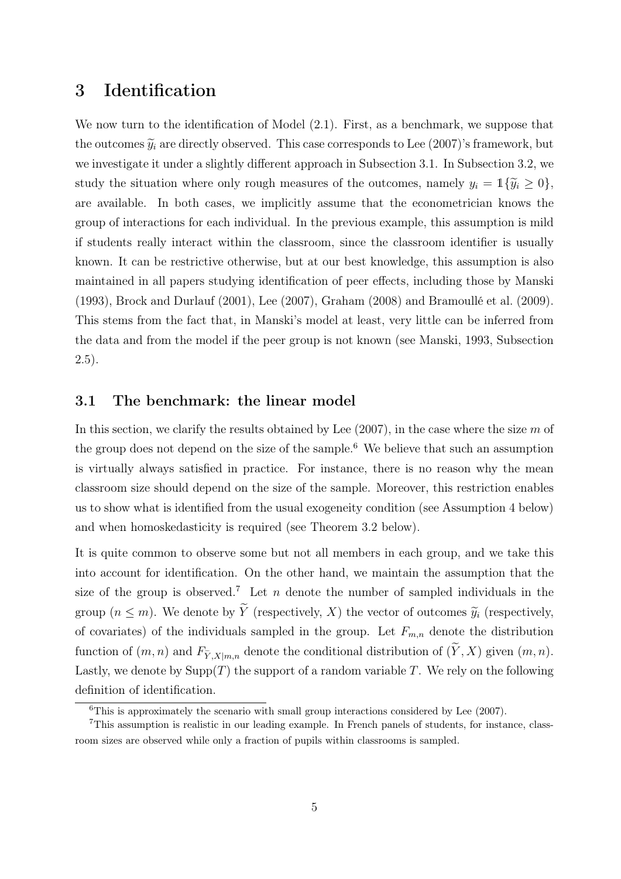# 3 Identification

We now turn to the identification of Model (2.1). First, as a benchmark, we suppose that the outcomes $\widetilde{y}_i$ are directly observed. This case corresponds to Lee (2007)'s framework, but we investigate it under a slightly different approach in Subsection 3.1. In Subsection 3.2, we study the situation where only rough measures of the outcomes, namely $y_i = \mathbb{1}\{\widetilde{y}_i \geq 0\}$, are available. In both cases, we implicitly assume that the econometrician knows the group of interactions for each individual. In the previous example, this assumption is mild if students really interact within the classroom, since the classroom identifier is usually known. It can be restrictive otherwise, but at our best knowledge, this assumption is also maintained in all papers studying identification of peer effects, including those by Manski (1993), Brock and Durlauf (2001), Lee (2007), Graham (2008) and Bramoullé et al. (2009). This stems from the fact that, in Manski's model at least, very little can be inferred from the data and from the model if the peer group is not known (see Manski, 1993, Subsection 2.5).

## 3.1 The benchmark: the linear model

In this section, we clarify the results obtained by Lee (2007), in the case where the size $m$ of the group does not depend on the size of the sample.[6] We believe that such an assumption is virtually always satisfied in practice. For instance, there is no reason why the mean classroom size should depend on the size of the sample. Moreover, this restriction enables us to show what is identified from the usual exogeneity condition (see Assumption 4 below) and when homoskedasticity is required (see Theorem 3.2 below).

It is quite common to observe some but not all members in each group, and we take this into account for identification. On the other hand, we maintain the assumption that the size of the group is observed.[7] Let $n$ denote the number of sampled individuals in the group ($n \leq m$). We denote by $\widetilde{Y}$ (respectively, $X$) the vector of outcomes $\widetilde{y}_i$ (respectively, of covariates) of the individuals sampled in the group. Let $F_{m,n}$ denote the distribution function of $(m, n)$ and $F_{\widetilde{Y},X|m,n}$ denote the conditional distribution of $(\widetilde{Y}, X)$ given $(m, n)$. Lastly, we denote by $\text{Supp}(T)$ the support of a random variable $T$. We rely on the following definition of identification.

[6] This is approximately the scenario with small group interactions considered by Lee (2007).

[7] This assumption is realistic in our leading example. In French panels of students, for instance, classroom sizes are observed while only a fraction of pupils within classrooms is sampled.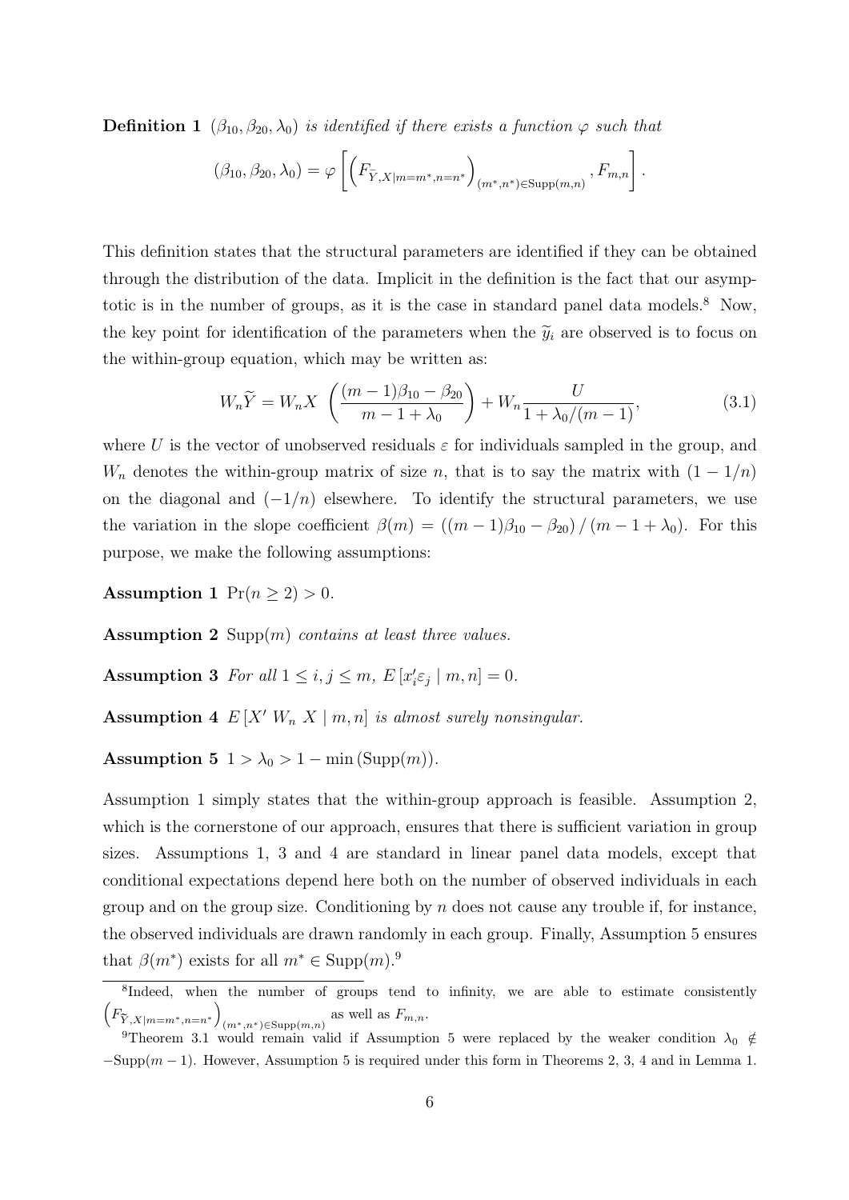**Definition 1** *$(\beta_{10}, \beta_{20}, \lambda_0)$ is identified if there exists a function $\varphi$ such that*

$$(\beta_{10}, \beta_{20}, \lambda_0) = \varphi \left[ \left( F_{\widetilde{Y},X|m=m^*,n=n^*} \right)_{(m^*,n^*) \in \text{Supp}(m,n)}, F_{m,n} \right].$$

This definition states that the structural parameters are identified if they can be obtained through the distribution of the data. Implicit in the definition is the fact that our asymptotic is in the number of groups, as it is the case in standard panel data models.[8] Now, the key point for identification of the parameters when the $\widetilde{y}_i$ are observed is to focus on the within-group equation, which may be written as:

$$W_n \widetilde{Y} = W_n X \ \left( \frac{(m-1)\beta_{10} - \beta_{20}}{m - 1 + \lambda_0} \right) + W_n \frac{U}{1 + \lambda_0/(m-1)}, \tag{3.1}$$

where $U$ is the vector of unobserved residuals $\varepsilon$ for individuals sampled in the group, and $W_n$ denotes the within-group matrix of size $n$, that is to say the matrix with $(1 - 1/n)$ on the diagonal and $(-1/n)$ elsewhere. To identify the structural parameters, we use the variation in the slope coefficient $\beta(m) = ((m-1)\beta_{10} - \beta_{20}) / (m - 1 + \lambda_0)$. For this purpose, we make the following assumptions:

**Assumption 1** $\Pr(n \geq 2) > 0$.

**Assumption 2** $\text{Supp}(m)$ *contains at least three values.*

**Assumption 3** *For all $1 \leq i, j \leq m$, $E\left[x_i' \varepsilon_j \mid m, n\right] = 0$.*

**Assumption 4** *$E\left[X' \ W_n \ X \mid m, n\right]$ is almost surely nonsingular.*

**Assumption 5** $1 > \lambda_0 > 1 - \min\left(\text{Supp}(m)\right)$.

Assumption 1 simply states that the within-group approach is feasible. Assumption 2, which is the cornerstone of our approach, ensures that there is sufficient variation in group sizes. Assumptions 1, 3 and 4 are standard in linear panel data models, except that conditional expectations depend here both on the number of observed individuals in each group and on the group size. Conditioning by $n$ does not cause any trouble if, for instance, the observed individuals are drawn randomly in each group. Finally, Assumption 5 ensures that $\beta(m^*)$ exists for all $m^* \in \text{Supp}(m)$.[9]

---

[8] Indeed, when the number of groups tend to infinity, we are able to estimate consistently $\left( F_{\widetilde{Y},X|m=m^*,n=n^*} \right)_{(m^*,n^*) \in \text{Supp}(m,n)}$ as well as $F_{m,n}$.

[9] Theorem 3.1 would remain valid if Assumption 5 were replaced by the weaker condition $\lambda_0 \notin -\text{Supp}(m-1)$. However, Assumption 5 is required under this form in Theorems 2, 3, 4 and in Lemma 1.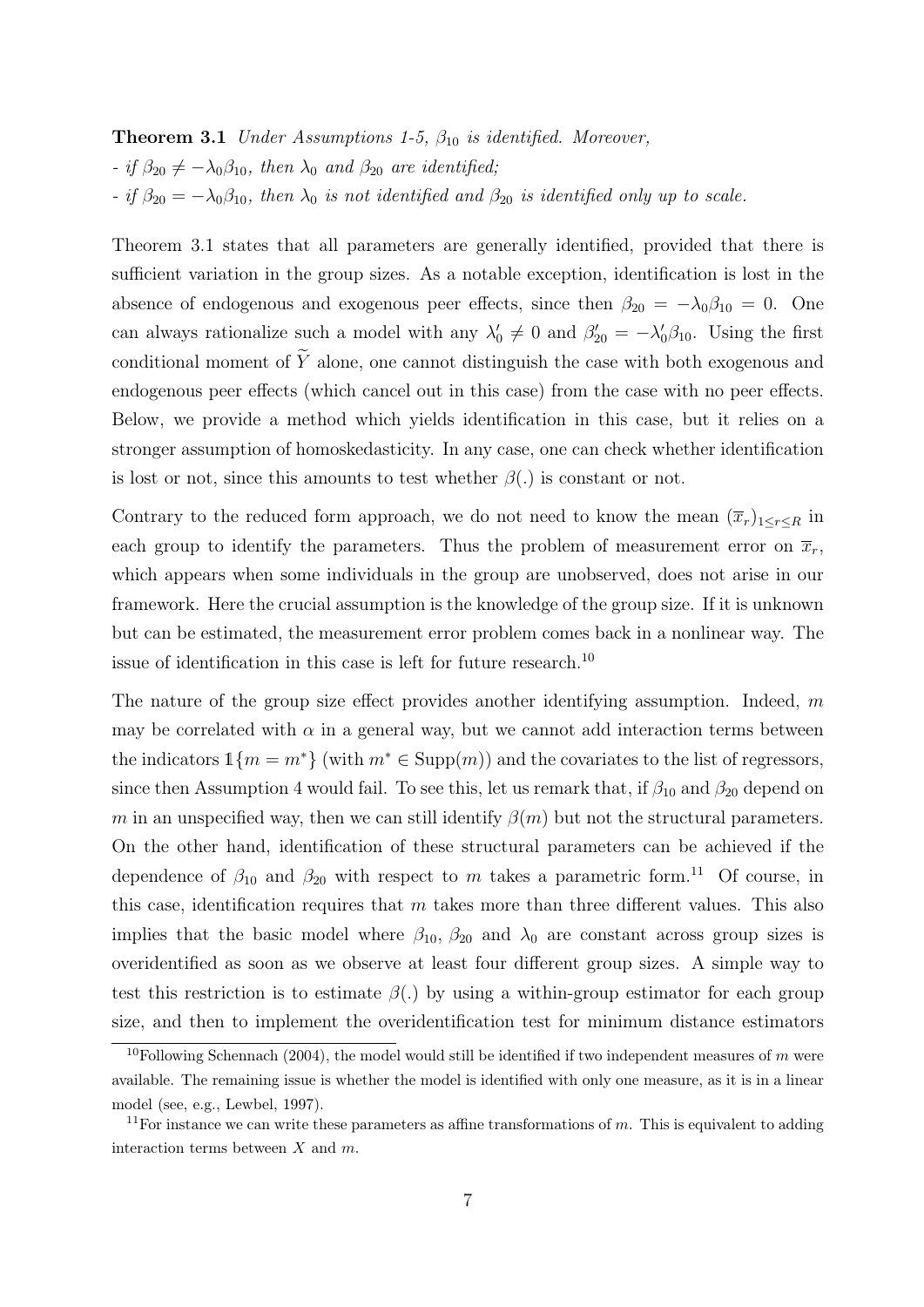**Theorem 3.1** *Under Assumptions 1-5, $\beta_{10}$ is identified. Moreover,*

*- if $\beta_{20} \neq -\lambda_0\beta_{10}$, then $\lambda_0$ and $\beta_{20}$ are identified;*

*- if $\beta_{20} = -\lambda_0\beta_{10}$, then $\lambda_0$ is not identified and $\beta_{20}$ is identified only up to scale.*

Theorem 3.1 states that all parameters are generally identified, provided that there is sufficient variation in the group sizes. As a notable exception, identification is lost in the absence of endogenous and exogenous peer effects, since then $\beta_{20} = -\lambda_0\beta_{10} = 0$. One can always rationalize such a model with any $\lambda_0' \neq 0$ and $\beta_{20}' = -\lambda_0'\beta_{10}$. Using the first conditional moment of $\widetilde{Y}$ alone, one cannot distinguish the case with both exogenous and endogenous peer effects (which cancel out in this case) from the case with no peer effects. Below, we provide a method which yields identification in this case, but it relies on a stronger assumption of homoskedasticity. In any case, one can check whether identification is lost or not, since this amounts to test whether $\beta(.)$ is constant or not.

Contrary to the reduced form approach, we do not need to know the mean $(\overline{x}_r)_{1\leq r\leq R}$ in each group to identify the parameters. Thus the problem of measurement error on $\overline{x}_r$, which appears when some individuals in the group are unobserved, does not arise in our framework. Here the crucial assumption is the knowledge of the group size. If it is unknown but can be estimated, the measurement error problem comes back in a nonlinear way. The issue of identification in this case is left for future research.[10]

The nature of the group size effect provides another identifying assumption. Indeed, $m$ may be correlated with $\alpha$ in a general way, but we cannot add interaction terms between the indicators $\mathbb{1}\{m = m^*\}$ (with $m^* \in \text{Supp}(m)$) and the covariates to the list of regressors, since then Assumption 4 would fail. To see this, let us remark that, if $\beta_{10}$ and $\beta_{20}$ depend on $m$ in an unspecified way, then we can still identify $\beta(m)$ but not the structural parameters. On the other hand, identification of these structural parameters can be achieved if the dependence of $\beta_{10}$ and $\beta_{20}$ with respect to $m$ takes a parametric form.[11] Of course, in this case, identification requires that $m$ takes more than three different values. This also implies that the basic model where $\beta_{10}$, $\beta_{20}$ and $\lambda_0$ are constant across group sizes is overidentified as soon as we observe at least four different group sizes. A simple way to test this restriction is to estimate $\beta(.)$ by using a within-group estimator for each group size, and then to implement the overidentification test for minimum distance estimators

[10] Following Schennach (2004), the model would still be identified if two independent measures of $m$ were available. The remaining issue is whether the model is identified with only one measure, as it is in a linear model (see, e.g., Lewbel, 1997).

[11] For instance we can write these parameters as affine transformations of $m$. This is equivalent to adding interaction terms between $X$ and $m$.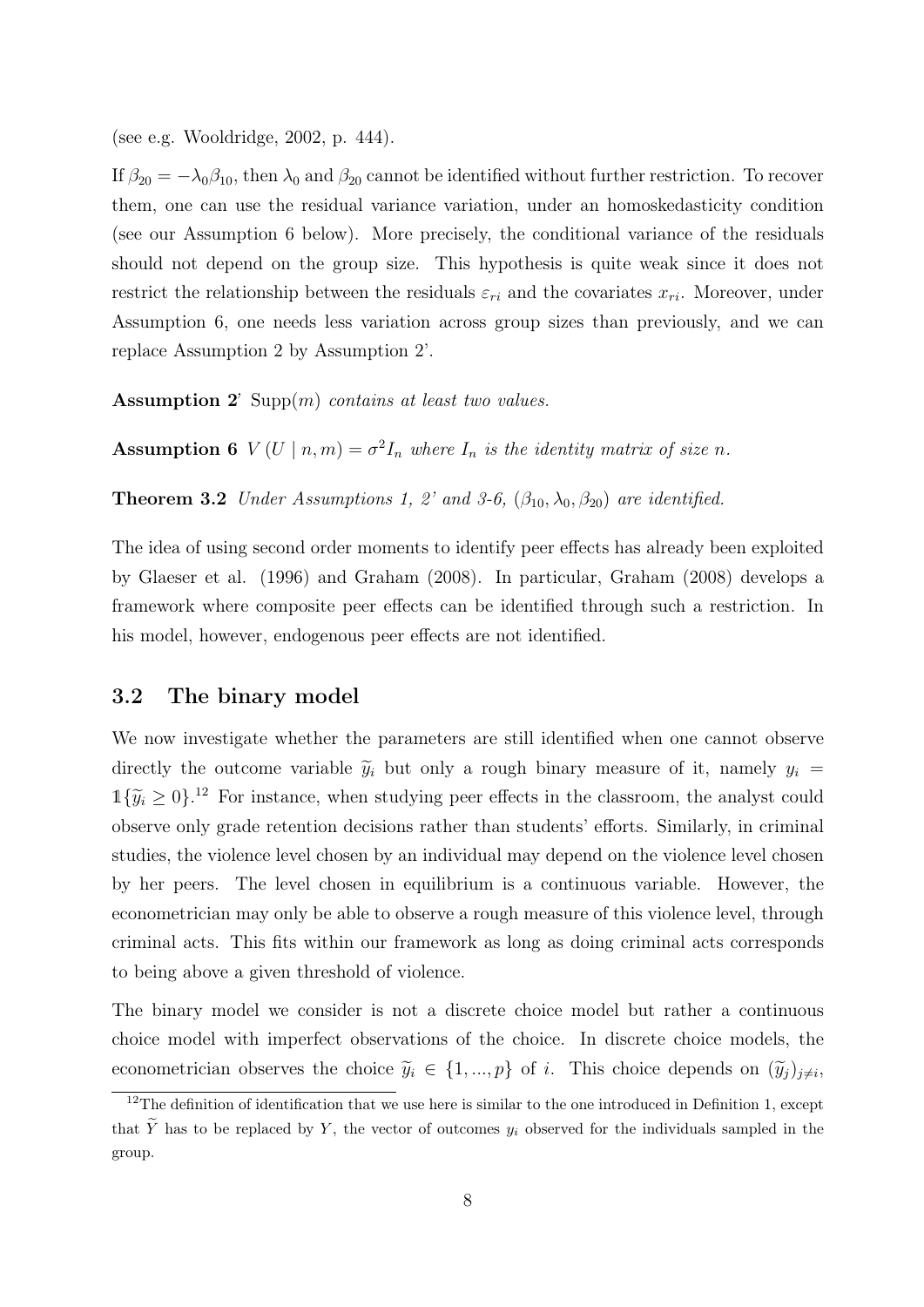(see e.g. Wooldridge, 2002, p. 444).

If $\beta_{20} = -\lambda_0\beta_{10}$, then $\lambda_0$ and $\beta_{20}$ cannot be identified without further restriction. To recover them, one can use the residual variance variation, under an homoskedasticity condition (see our Assumption 6 below). More precisely, the conditional variance of the residuals should not depend on the group size. This hypothesis is quite weak since it does not restrict the relationship between the residuals $\varepsilon_{ri}$ and the covariates $x_{ri}$. Moreover, under Assumption 6, one needs less variation across group sizes than previously, and we can replace Assumption 2 by Assumption 2'.

**Assumption 2'** Supp($m$) *contains at least two values.*

**Assumption 6** $V(U \mid n, m) = \sigma^2 I_n$ *where* $I_n$ *is the identity matrix of size* $n$.

**Theorem 3.2** *Under Assumptions 1, 2' and 3-6,* $(\beta_{10}, \lambda_0, \beta_{20})$ *are identified.*

The idea of using second order moments to identify peer effects has already been exploited by Glaeser et al. (1996) and Graham (2008). In particular, Graham (2008) develops a framework where composite peer effects can be identified through such a restriction. In his model, however, endogenous peer effects are not identified.

## 3.2 The binary model

We now investigate whether the parameters are still identified when one cannot observe directly the outcome variable $\widetilde{y}_i$ but only a rough binary measure of it, namely $y_i = \mathbb{1}\{\widetilde{y}_i \geq 0\}$.[12] For instance, when studying peer effects in the classroom, the analyst could observe only grade retention decisions rather than students' efforts. Similarly, in criminal studies, the violence level chosen by an individual may depend on the violence level chosen by her peers. The level chosen in equilibrium is a continuous variable. However, the econometrician may only be able to observe a rough measure of this violence level, through criminal acts. This fits within our framework as long as doing criminal acts corresponds to being above a given threshold of violence.

The binary model we consider is not a discrete choice model but rather a continuous choice model with imperfect observations of the choice. In discrete choice models, the econometrician observes the choice $\widetilde{y}_i \in \{1, ..., p\}$ of $i$. This choice depends on $(\widetilde{y}_j)_{j \neq i}$,

[12] The definition of identification that we use here is similar to the one introduced in Definition 1, except that $\widetilde{Y}$ has to be replaced by $Y$, the vector of outcomes $y_i$ observed for the individuals sampled in the group.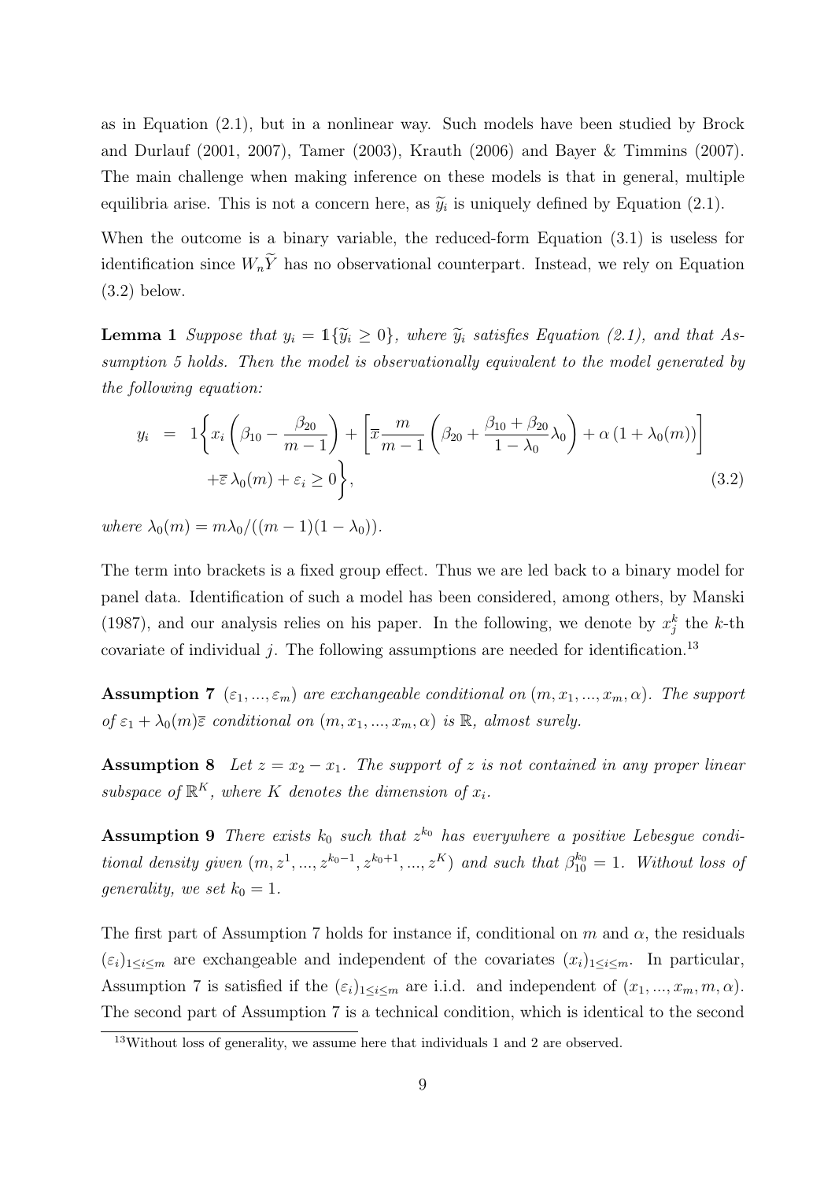as in Equation (2.1), but in a nonlinear way. Such models have been studied by Brock and Durlauf (2001, 2007), Tamer (2003), Krauth (2006) and Bayer & Timmins (2007). The main challenge when making inference on these models is that in general, multiple equilibria arise. This is not a concern here, as $\widetilde{y}_i$ is uniquely defined by Equation (2.1).

When the outcome is a binary variable, the reduced-form Equation (3.1) is useless for identification since $W_n\widetilde{Y}$ has no observational counterpart. Instead, we rely on Equation (3.2) below.

**Lemma 1** *Suppose that $y_i = \mathbb{1}\{\widetilde{y}_i \geq 0\}$, where $\widetilde{y}_i$ satisfies Equation (2.1), and that Assumption 5 holds. Then the model is observationally equivalent to the model generated by the following equation:*

$$
\begin{aligned}
y_i &= 1\Bigg\{x_i\left(\beta_{10} - \frac{\beta_{20}}{m-1}\right) + \left[\overline{x}\frac{m}{m-1}\left(\beta_{20} + \frac{\beta_{10}+\beta_{20}}{1-\lambda_0}\lambda_0\right) + \alpha\left(1+\lambda_0(m)\right)\right] \\
&\quad + \overline{\varepsilon}\,\lambda_0(m) + \varepsilon_i \geq 0\Bigg\}, \qquad (3.2)
\end{aligned}
$$

*where $\lambda_0(m) = m\lambda_0/((m-1)(1-\lambda_0))$.*

The term into brackets is a fixed group effect. Thus we are led back to a binary model for panel data. Identification of such a model has been considered, among others, by Manski (1987), and our analysis relies on his paper. In the following, we denote by $x_j^k$ the $k$-th covariate of individual $j$. The following assumptions are needed for identification.[13]

**Assumption 7** *$(\varepsilon_1, ..., \varepsilon_m)$ are exchangeable conditional on $(m, x_1, ..., x_m, \alpha)$. The support of $\varepsilon_1 + \lambda_0(m)\overline{\varepsilon}$ conditional on $(m, x_1, ..., x_m, \alpha)$ is $\mathbb{R}$, almost surely.*

**Assumption 8** *Let $z = x_2 - x_1$. The support of $z$ is not contained in any proper linear subspace of $\mathbb{R}^K$, where $K$ denotes the dimension of $x_i$.*

**Assumption 9** *There exists $k_0$ such that $z^{k_0}$ has everywhere a positive Lebesgue conditional density given $(m, z^1, ..., z^{k_0-1}, z^{k_0+1}, ..., z^K)$ and such that $\beta_{10}^{k_0} = 1$. Without loss of generality, we set $k_0 = 1$.*

The first part of Assumption 7 holds for instance if, conditional on $m$ and $\alpha$, the residuals $(\varepsilon_i)_{1\leq i\leq m}$ are exchangeable and independent of the covariates $(x_i)_{1\leq i\leq m}$. In particular, Assumption 7 is satisfied if the $(\varepsilon_i)_{1\leq i\leq m}$ are i.i.d. and independent of $(x_1, ..., x_m, m, \alpha)$. The second part of Assumption 7 is a technical condition, which is identical to the second

[13] Without loss of generality, we assume here that individuals 1 and 2 are observed.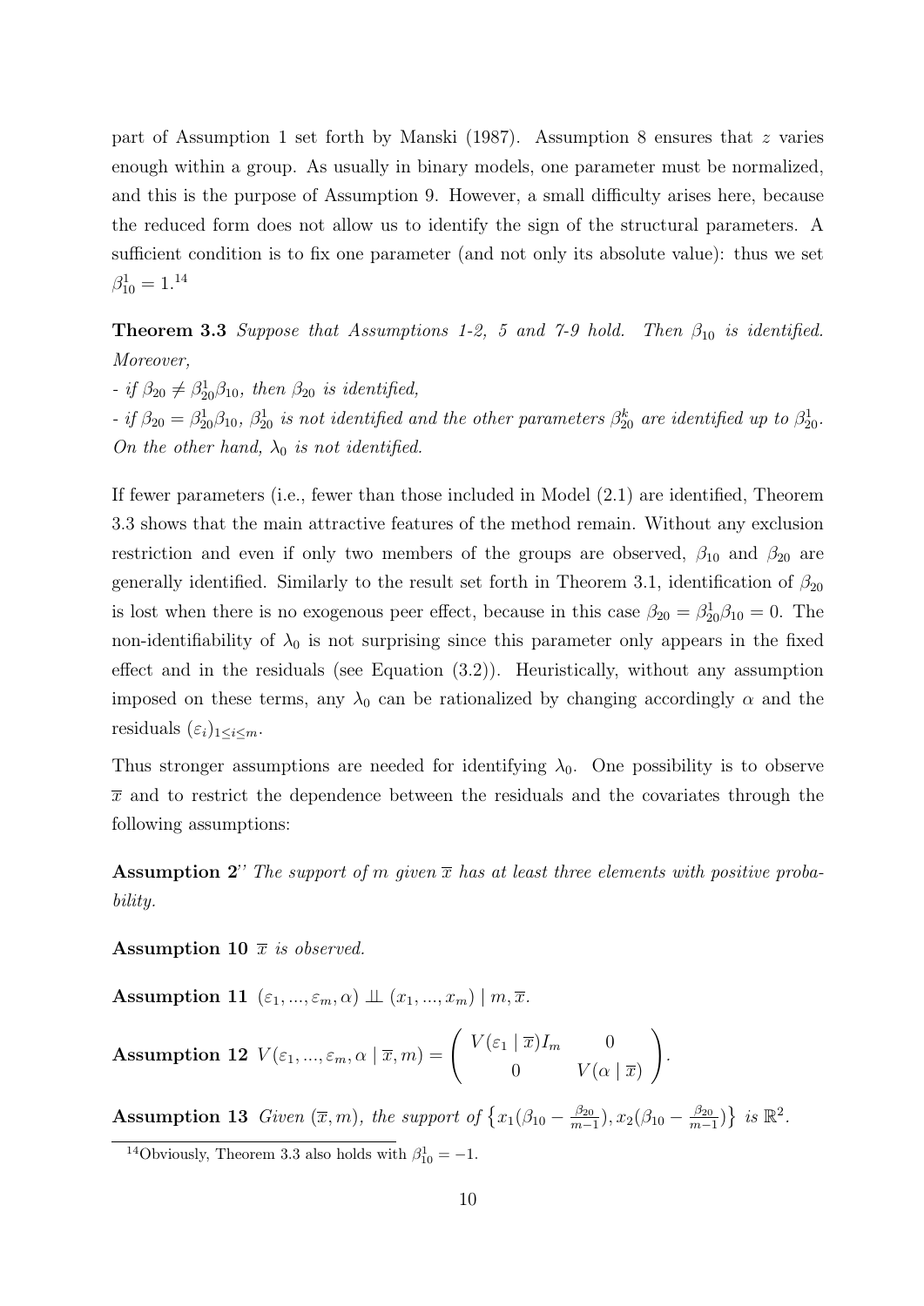part of Assumption 1 set forth by Manski (1987). Assumption 8 ensures that $z$ varies enough within a group. As usually in binary models, one parameter must be normalized, and this is the purpose of Assumption 9. However, a small difficulty arises here, because the reduced form does not allow us to identify the sign of the structural parameters. A sufficient condition is to fix one parameter (and not only its absolute value): thus we set $\beta^1_{10} = 1$.[14]

**Theorem 3.3** *Suppose that Assumptions 1-2, 5 and 7-9 hold. Then $\beta_{10}$ is identified. Moreover,*

*- if $\beta_{20} \neq \beta^1_{20}\beta_{10}$, then $\beta_{20}$ is identified,*

*- if $\beta_{20} = \beta^1_{20}\beta_{10}$, $\beta^1_{20}$ is not identified and the other parameters $\beta^k_{20}$ are identified up to $\beta^1_{20}$. On the other hand, $\lambda_0$ is not identified.*

If fewer parameters (i.e., fewer than those included in Model (2.1) are identified, Theorem 3.3 shows that the main attractive features of the method remain. Without any exclusion restriction and even if only two members of the groups are observed, $\beta_{10}$ and $\beta_{20}$ are generally identified. Similarly to the result set forth in Theorem 3.1, identification of $\beta_{20}$ is lost when there is no exogenous peer effect, because in this case $\beta_{20} = \beta^1_{20}\beta_{10} = 0$. The non-identifiability of $\lambda_0$ is not surprising since this parameter only appears in the fixed effect and in the residuals (see Equation (3.2)). Heuristically, without any assumption imposed on these terms, any $\lambda_0$ can be rationalized by changing accordingly $\alpha$ and the residuals $(\varepsilon_i)_{1\leq i\leq m}$.

Thus stronger assumptions are needed for identifying $\lambda_0$. One possibility is to observe $\overline{x}$ and to restrict the dependence between the residuals and the covariates through the following assumptions:

**Assumption 2''** *The support of $m$ given $\overline{x}$ has at least three elements with positive probability.*

**Assumption 10** *$\overline{x}$ is observed.*

**Assumption 11** $(\varepsilon_1, ..., \varepsilon_m, \alpha) \perp\!\!\!\perp (x_1, ..., x_m) \mid m, \overline{x}$.

**Assumption 12** $V(\varepsilon_1, ..., \varepsilon_m, \alpha \mid \overline{x}, m) = \begin{pmatrix} V(\varepsilon_1 \mid \overline{x}) I_m & 0 \\ 0 & V(\alpha \mid \overline{x}) \end{pmatrix}$.

**Assumption 13** *Given $(\overline{x}, m)$, the support of $\left\{x_1(\beta_{10} - \frac{\beta_{20}}{m-1}), x_2(\beta_{10} - \frac{\beta_{20}}{m-1})\right\}$ is $\mathbb{R}^2$.*

[14] Obviously, Theorem 3.3 also holds with $\beta^1_{10} = -1$.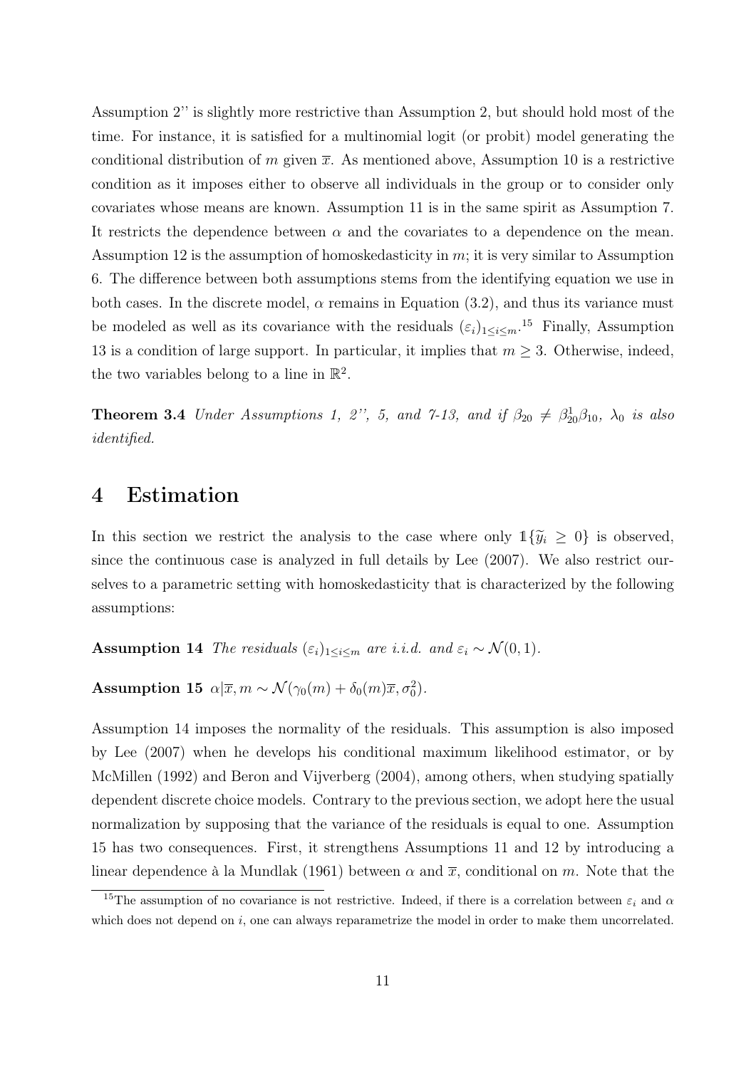Assumption 2'' is slightly more restrictive than Assumption 2, but should hold most of the time. For instance, it is satisfied for a multinomial logit (or probit) model generating the conditional distribution of $m$ given $\overline{x}$. As mentioned above, Assumption 10 is a restrictive condition as it imposes either to observe all individuals in the group or to consider only covariates whose means are known. Assumption 11 is in the same spirit as Assumption 7. It restricts the dependence between $\alpha$ and the covariates to a dependence on the mean. Assumption 12 is the assumption of homoskedasticity in $m$; it is very similar to Assumption 6. The difference between both assumptions stems from the identifying equation we use in both cases. In the discrete model, $\alpha$ remains in Equation (3.2), and thus its variance must be modeled as well as its covariance with the residuals $(\varepsilon_i)_{1\leq i\leq m}$.[15] Finally, Assumption 13 is a condition of large support. In particular, it implies that $m \geq 3$. Otherwise, indeed, the two variables belong to a line in $\mathbb{R}^2$.

**Theorem 3.4** *Under Assumptions 1, 2'', 5, and 7-13, and if $\beta_{20} \neq \beta_{20}^1\beta_{10}$, $\lambda_0$ is also identified.*

# 4 Estimation

In this section we restrict the analysis to the case where only $\mathbb{1}\{\widetilde{y}_i \geq 0\}$ is observed, since the continuous case is analyzed in full details by Lee (2007). We also restrict ourselves to a parametric setting with homoskedasticity that is characterized by the following assumptions:

**Assumption 14** *The residuals $(\varepsilon_i)_{1\leq i\leq m}$ are i.i.d. and $\varepsilon_i \sim \mathcal{N}(0,1)$.*

**Assumption 15** $\alpha|\overline{x}, m \sim \mathcal{N}(\gamma_0(m) + \delta_0(m)\overline{x}, \sigma_0^2)$.

Assumption 14 imposes the normality of the residuals. This assumption is also imposed by Lee (2007) when he develops his conditional maximum likelihood estimator, or by McMillen (1992) and Beron and Vijverberg (2004), among others, when studying spatially dependent discrete choice models. Contrary to the previous section, we adopt here the usual normalization by supposing that the variance of the residuals is equal to one. Assumption 15 has two consequences. First, it strengthens Assumptions 11 and 12 by introducing a linear dependence à la Mundlak (1961) between $\alpha$ and $\overline{x}$, conditional on $m$. Note that the

[15] The assumption of no covariance is not restrictive. Indeed, if there is a correlation between $\varepsilon_i$ and $\alpha$ which does not depend on $i$, one can always reparametrize the model in order to make them uncorrelated.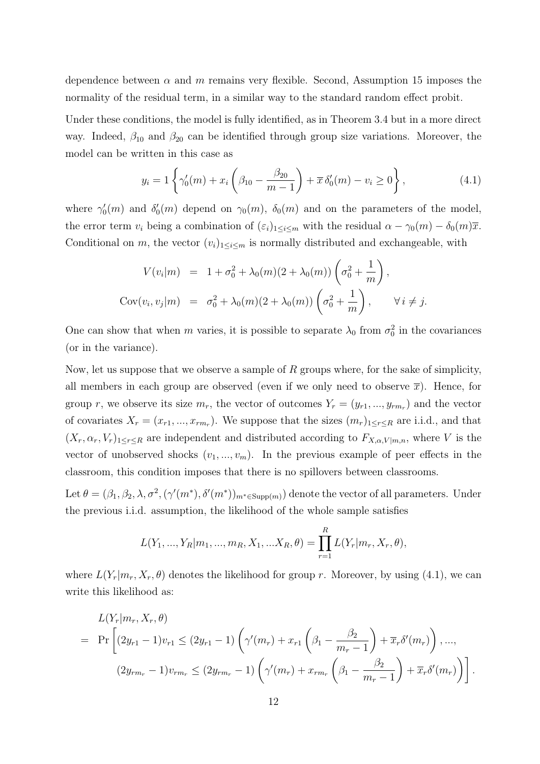dependence between $\alpha$ and $m$ remains very flexible. Second, Assumption 15 imposes the normality of the residual term, in a similar way to the standard random effect probit.

Under these conditions, the model is fully identified, as in Theorem 3.4 but in a more direct way. Indeed, $\beta_{10}$ and $\beta_{20}$ can be identified through group size variations. Moreover, the model can be written in this case as

$$y_i = 1\left\{\gamma_0'(m) + x_i\left(\beta_{10} - \frac{\beta_{20}}{m-1}\right) + \overline{x}\,\delta_0'(m) - v_i \geq 0\right\}, \tag{4.1}$$

where $\gamma_0'(m)$ and $\delta_0'(m)$ depend on $\gamma_0(m)$, $\delta_0(m)$ and on the parameters of the model, the error term $v_i$ being a combination of $(\varepsilon_i)_{1\leq i\leq m}$ with the residual $\alpha - \gamma_0(m) - \delta_0(m)\overline{x}$. Conditional on $m$, the vector $(v_i)_{1\leq i\leq m}$ is normally distributed and exchangeable, with

$$\begin{aligned}
V(v_i|m) &= 1 + \sigma_0^2 + \lambda_0(m)(2+\lambda_0(m))\left(\sigma_0^2 + \frac{1}{m}\right),\\
\text{Cov}(v_i, v_j|m) &= \sigma_0^2 + \lambda_0(m)(2+\lambda_0(m))\left(\sigma_0^2 + \frac{1}{m}\right), \qquad \forall\, i \neq j.
\end{aligned}$$

One can show that when $m$ varies, it is possible to separate $\lambda_0$ from $\sigma_0^2$ in the covariances (or in the variance).

Now, let us suppose that we observe a sample of $R$ groups where, for the sake of simplicity, all members in each group are observed (even if we only need to observe $\overline{x}$). Hence, for group $r$, we observe its size $m_r$, the vector of outcomes $Y_r = (y_{r1}, ..., y_{rm_r})$ and the vector of covariates $X_r = (x_{r1}, ..., x_{rm_r})$. We suppose that the sizes $(m_r)_{1\leq r\leq R}$ are i.i.d., and that $(X_r, \alpha_r, V_r)_{1\leq r\leq R}$ are independent and distributed according to $F_{X,\alpha,V|m,n}$, where $V$ is the vector of unobserved shocks $(v_1, ..., v_m)$. In the previous example of peer effects in the classroom, this condition imposes that there is no spillovers between classrooms.

Let $\theta = (\beta_1, \beta_2, \lambda, \sigma^2, (\gamma'(m^*), \delta'(m^*))_{m^*\in\text{Supp}(m)})$ denote the vector of all parameters. Under the previous i.i.d. assumption, the likelihood of the whole sample satisfies

$$L(Y_1, ..., Y_R|m_1, ..., m_R, X_1, ...X_R, \theta) = \prod_{r=1}^{R} L(Y_r|m_r, X_r, \theta),$$

where $L(Y_r|m_r, X_r, \theta)$ denotes the likelihood for group $r$. Moreover, by using (4.1), we can write this likelihood as:

$$\begin{aligned}
&L(Y_r|m_r, X_r, \theta)\\
=\ &\Pr\left[(2y_{r1}-1)v_{r1} \leq (2y_{r1}-1)\left(\gamma'(m_r) + x_{r1}\left(\beta_1 - \frac{\beta_2}{m_r - 1}\right) + \overline{x}_r\delta'(m_r)\right), ...,\right.\\
&\left.(2y_{rm_r}-1)v_{rm_r} \leq (2y_{rm_r}-1)\left(\gamma'(m_r) + x_{rm_r}\left(\beta_1 - \frac{\beta_2}{m_r - 1}\right) + \overline{x}_r\delta'(m_r)\right)\right].
\end{aligned}$$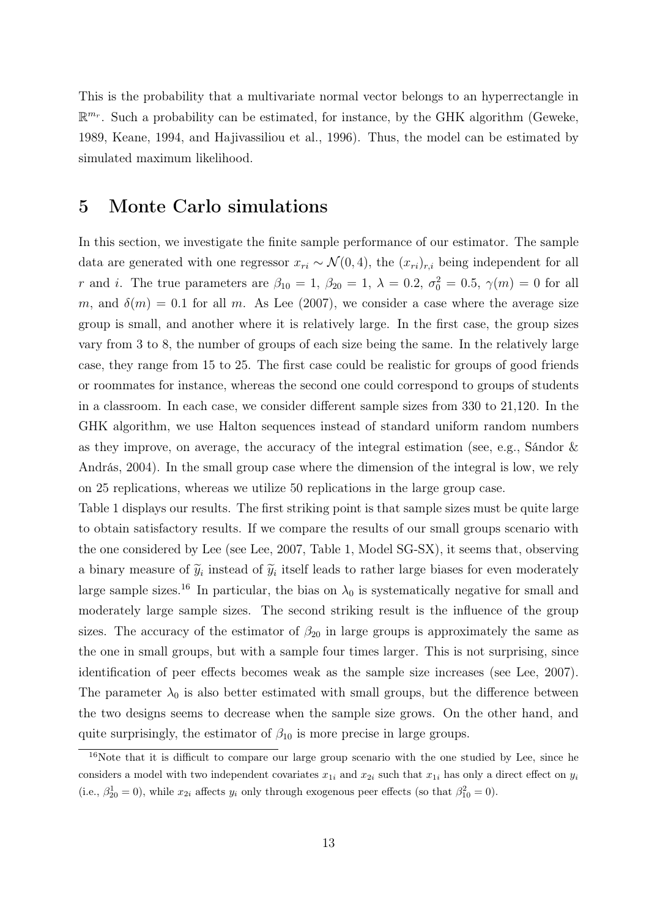This is the probability that a multivariate normal vector belongs to an hyperrectangle in $\mathbb{R}^{m_r}$. Such a probability can be estimated, for instance, by the GHK algorithm (Geweke, 1989, Keane, 1994, and Hajivassiliou et al., 1996). Thus, the model can be estimated by simulated maximum likelihood.

# 5 Monte Carlo simulations

In this section, we investigate the finite sample performance of our estimator. The sample data are generated with one regressor $x_{ri} \sim \mathcal{N}(0, 4)$, the $(x_{ri})_{r,i}$ being independent for all $r$ and $i$. The true parameters are $\beta_{10} = 1$, $\beta_{20} = 1$, $\lambda = 0.2$, $\sigma_0^2 = 0.5$, $\gamma(m) = 0$ for all $m$, and $\delta(m) = 0.1$ for all $m$. As Lee (2007), we consider a case where the average size group is small, and another where it is relatively large. In the first case, the group sizes vary from 3 to 8, the number of groups of each size being the same. In the relatively large case, they range from 15 to 25. The first case could be realistic for groups of good friends or roommates for instance, whereas the second one could correspond to groups of students in a classroom. In each case, we consider different sample sizes from 330 to 21,120. In the GHK algorithm, we use Halton sequences instead of standard uniform random numbers as they improve, on average, the accuracy of the integral estimation (see, e.g., Sándor & András, 2004). In the small group case where the dimension of the integral is low, we rely on 25 replications, whereas we utilize 50 replications in the large group case.

Table 1 displays our results. The first striking point is that sample sizes must be quite large to obtain satisfactory results. If we compare the results of our small groups scenario with the one considered by Lee (see Lee, 2007, Table 1, Model SG-SX), it seems that, observing a binary measure of $\widetilde{y}_i$ instead of $\widetilde{y}_i$ itself leads to rather large biases for even moderately large sample sizes.[16] In particular, the bias on $\lambda_0$ is systematically negative for small and moderately large sample sizes. The second striking result is the influence of the group sizes. The accuracy of the estimator of $\beta_{20}$ in large groups is approximately the same as the one in small groups, but with a sample four times larger. This is not surprising, since identification of peer effects becomes weak as the sample size increases (see Lee, 2007). The parameter $\lambda_0$ is also better estimated with small groups, but the difference between the two designs seems to decrease when the sample size grows. On the other hand, and quite surprisingly, the estimator of $\beta_{10}$ is more precise in large groups.

[16] Note that it is difficult to compare our large group scenario with the one studied by Lee, since he considers a model with two independent covariates $x_{1i}$ and $x_{2i}$ such that $x_{1i}$ has only a direct effect on $y_i$ (i.e., $\beta_{20}^1 = 0$), while $x_{2i}$ affects $y_i$ only through exogenous peer effects (so that $\beta_{10}^2 = 0$).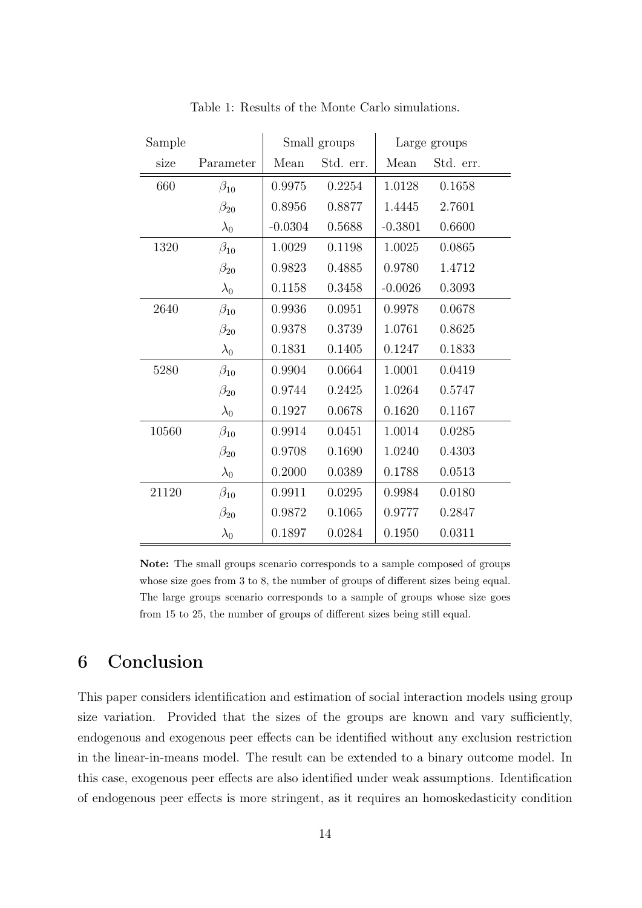Table 1: Results of the Monte Carlo simulations.

| Sample | | Small groups | | Large groups | |
|---|---|---|---|---|---|
| size | Parameter | Mean | Std. err. | Mean | Std. err. |
| 660 | $\beta_{10}$ | 0.9975 | 0.2254 | 1.0128 | 0.1658 |
| | $\beta_{20}$ | 0.8956 | 0.8877 | 1.4445 | 2.7601 |
| | $\lambda_0$ | -0.0304 | 0.5688 | -0.3801 | 0.6600 |
| 1320 | $\beta_{10}$ | 1.0029 | 0.1198 | 1.0025 | 0.0865 |
| | $\beta_{20}$ | 0.9823 | 0.4885 | 0.9780 | 1.4712 |
| | $\lambda_0$ | 0.1158 | 0.3458 | -0.0026 | 0.3093 |
| 2640 | $\beta_{10}$ | 0.9936 | 0.0951 | 0.9978 | 0.0678 |
| | $\beta_{20}$ | 0.9378 | 0.3739 | 1.0761 | 0.8625 |
| | $\lambda_0$ | 0.1831 | 0.1405 | 0.1247 | 0.1833 |
| 5280 | $\beta_{10}$ | 0.9904 | 0.0664 | 1.0001 | 0.0419 |
| | $\beta_{20}$ | 0.9744 | 0.2425 | 1.0264 | 0.5747 |
| | $\lambda_0$ | 0.1927 | 0.0678 | 0.1620 | 0.1167 |
| 10560 | $\beta_{10}$ | 0.9914 | 0.0451 | 1.0014 | 0.0285 |
| | $\beta_{20}$ | 0.9708 | 0.1690 | 1.0240 | 0.4303 |
| | $\lambda_0$ | 0.2000 | 0.0389 | 0.1788 | 0.0513 |
| 21120 | $\beta_{10}$ | 0.9911 | 0.0295 | 0.9984 | 0.0180 |
| | $\beta_{20}$ | 0.9872 | 0.1065 | 0.9777 | 0.2847 |
| | $\lambda_0$ | 0.1897 | 0.0284 | 0.1950 | 0.0311 |

**Note:** The small groups scenario corresponds to a sample composed of groups whose size goes from 3 to 8, the number of groups of different sizes being equal. The large groups scenario corresponds to a sample of groups whose size goes from 15 to 25, the number of groups of different sizes being still equal.

# 6 Conclusion

This paper considers identification and estimation of social interaction models using group size variation. Provided that the sizes of the groups are known and vary sufficiently, endogenous and exogenous peer effects can be identified without any exclusion restriction in the linear-in-means model. The result can be extended to a binary outcome model. In this case, exogenous peer effects are also identified under weak assumptions. Identification of endogenous peer effects is more stringent, as it requires an homoskedasticity condition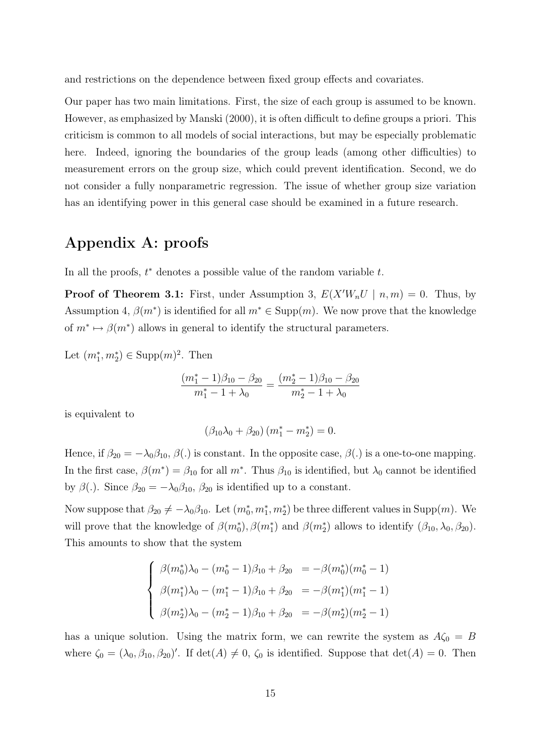and restrictions on the dependence between fixed group effects and covariates.

Our paper has two main limitations. First, the size of each group is assumed to be known. However, as emphasized by Manski (2000), it is often difficult to define groups a priori. This criticism is common to all models of social interactions, but may be especially problematic here. Indeed, ignoring the boundaries of the group leads (among other difficulties) to measurement errors on the group size, which could prevent identification. Second, we do not consider a fully nonparametric regression. The issue of whether group size variation has an identifying power in this general case should be examined in a future research.

# Appendix A: proofs

In all the proofs, $t^*$ denotes a possible value of the random variable $t$.

**Proof of Theorem 3.1:** First, under Assumption 3, $E(X'W_nU \mid n, m) = 0$. Thus, by Assumption 4, $\beta(m^*)$ is identified for all $m^* \in \text{Supp}(m)$. We now prove that the knowledge of $m^* \mapsto \beta(m^*)$ allows in general to identify the structural parameters.

Let $(m_1^*, m_2^*) \in \text{Supp}(m)^2$. Then

$$\frac{(m_1^* - 1)\beta_{10} - \beta_{20}}{m_1^* - 1 + \lambda_0} = \frac{(m_2^* - 1)\beta_{10} - \beta_{20}}{m_2^* - 1 + \lambda_0}$$

is equivalent to

$$(\beta_{10}\lambda_0 + \beta_{20})(m_1^* - m_2^*) = 0.$$

Hence, if $\beta_{20} = -\lambda_0\beta_{10}$, $\beta(.)$ is constant. In the opposite case, $\beta(.)$ is a one-to-one mapping. In the first case, $\beta(m^*) = \beta_{10}$ for all $m^*$. Thus $\beta_{10}$ is identified, but $\lambda_0$ cannot be identified by $\beta(.)$. Since $\beta_{20} = -\lambda_0\beta_{10}$, $\beta_{20}$ is identified up to a constant.

Now suppose that $\beta_{20} \neq -\lambda_0\beta_{10}$. Let $(m_0^*, m_1^*, m_2^*)$ be three different values in $\text{Supp}(m)$. We will prove that the knowledge of $\beta(m_0^*), \beta(m_1^*)$ and $\beta(m_2^*)$ allows to identify $(\beta_{10}, \lambda_0, \beta_{20})$. This amounts to show that the system

$$\begin{cases} \beta(m_0^*)\lambda_0 - (m_0^* - 1)\beta_{10} + \beta_{20} &= -\beta(m_0^*)(m_0^* - 1) \\ \beta(m_1^*)\lambda_0 - (m_1^* - 1)\beta_{10} + \beta_{20} &= -\beta(m_1^*)(m_1^* - 1) \\ \beta(m_2^*)\lambda_0 - (m_2^* - 1)\beta_{10} + \beta_{20} &= -\beta(m_2^*)(m_2^* - 1) \end{cases}$$

has a unique solution. Using the matrix form, we can rewrite the system as $A\zeta_0 = B$ where $\zeta_0 = (\lambda_0, \beta_{10}, \beta_{20})'$. If $\det(A) \neq 0$, $\zeta_0$ is identified. Suppose that $\det(A) = 0$. Then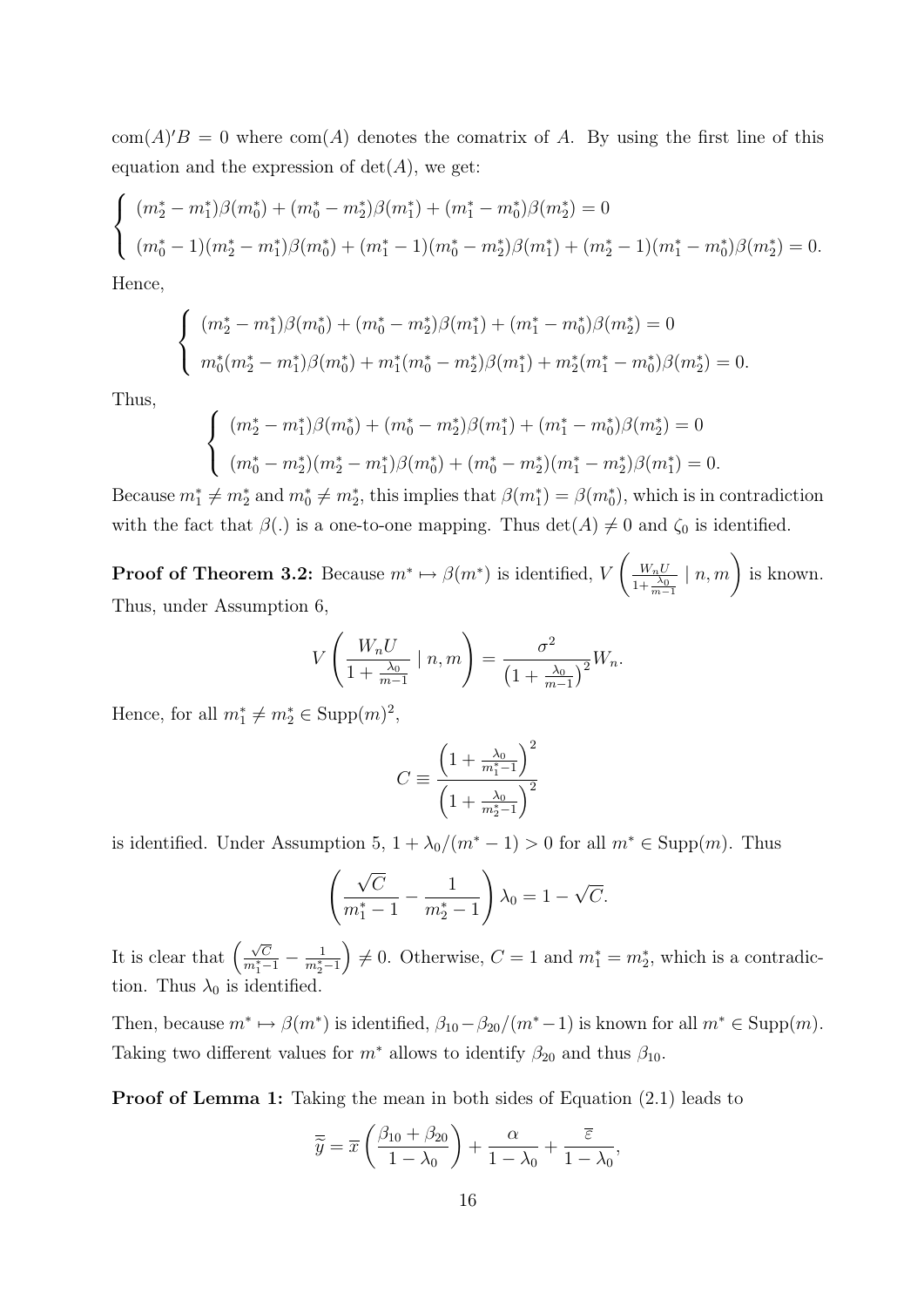$\text{com}(A)'B = 0$ where $\text{com}(A)$ denotes the comatrix of $A$. By using the first line of this equation and the expression of $\det(A)$, we get:

$$\begin{cases} (m_2^* - m_1^*)\beta(m_0^*) + (m_0^* - m_2^*)\beta(m_1^*) + (m_1^* - m_0^*)\beta(m_2^*) = 0 \\ (m_0^* - 1)(m_2^* - m_1^*)\beta(m_0^*) + (m_1^* - 1)(m_0^* - m_2^*)\beta(m_1^*) + (m_2^* - 1)(m_1^* - m_0^*)\beta(m_2^*) = 0. \end{cases}$$

Hence,

$$\begin{cases} (m_2^* - m_1^*)\beta(m_0^*) + (m_0^* - m_2^*)\beta(m_1^*) + (m_1^* - m_0^*)\beta(m_2^*) = 0 \\ m_0^*(m_2^* - m_1^*)\beta(m_0^*) + m_1^*(m_0^* - m_2^*)\beta(m_1^*) + m_2^*(m_1^* - m_0^*)\beta(m_2^*) = 0. \end{cases}$$

Thus,

$$\begin{cases} (m_2^* - m_1^*)\beta(m_0^*) + (m_0^* - m_2^*)\beta(m_1^*) + (m_1^* - m_0^*)\beta(m_2^*) = 0 \\ (m_0^* - m_2^*)(m_2^* - m_1^*)\beta(m_0^*) + (m_0^* - m_2^*)(m_1^* - m_2^*)\beta(m_1^*) = 0. \end{cases}$$

Because $m_1^* \neq m_2^*$ and $m_0^* \neq m_2^*$, this implies that $\beta(m_1^*) = \beta(m_0^*)$, which is in contradiction with the fact that $\beta(.)$ is a one-to-one mapping. Thus $\det(A) \neq 0$ and $\zeta_0$ is identified.

**Proof of Theorem 3.2:** Because $m^* \mapsto \beta(m^*)$ is identified, $V\left(\frac{W_n U}{1+\frac{\lambda_0}{m-1}} \mid n, m\right)$ is known. Thus, under Assumption 6,

$$V\left(\frac{W_n U}{1+\frac{\lambda_0}{m-1}} \mid n, m\right) = \frac{\sigma^2}{\left(1+\frac{\lambda_0}{m-1}\right)^2} W_n.$$

Hence, for all $m_1^* \neq m_2^* \in \text{Supp}(m)^2$,

$$C \equiv \frac{\left(1+\frac{\lambda_0}{m_1^*-1}\right)^2}{\left(1+\frac{\lambda_0}{m_2^*-1}\right)^2}$$

is identified. Under Assumption 5, $1 + \lambda_0/(m^* - 1) > 0$ for all $m^* \in \text{Supp}(m)$. Thus

$$\left(\frac{\sqrt{C}}{m_1^* - 1} - \frac{1}{m_2^* - 1}\right)\lambda_0 = 1 - \sqrt{C}.$$

It is clear that $\left(\frac{\sqrt{C}}{m_1^*-1} - \frac{1}{m_2^*-1}\right) \neq 0$. Otherwise, $C = 1$ and $m_1^* = m_2^*$, which is a contradiction. Thus $\lambda_0$ is identified.

Then, because $m^* \mapsto \beta(m^*)$ is identified, $\beta_{10} - \beta_{20}/(m^* - 1)$ is known for all $m^* \in \text{Supp}(m)$. Taking two different values for $m^*$ allows to identify $\beta_{20}$ and thus $\beta_{10}$.

**Proof of Lemma 1:** Taking the mean in both sides of Equation (2.1) leads to

$$\overline{\overline{y}} = \overline{x}\left(\frac{\beta_{10} + \beta_{20}}{1 - \lambda_0}\right) + \frac{\alpha}{1 - \lambda_0} + \frac{\overline{\varepsilon}}{1 - \lambda_0},$$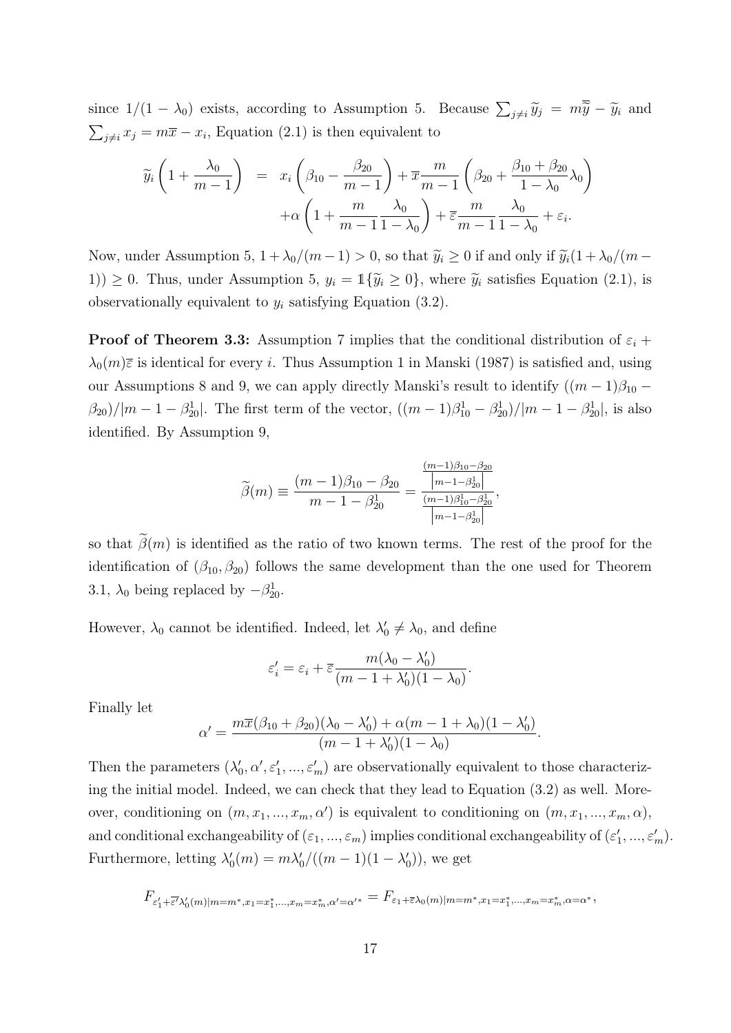since $1/(1-\lambda_0)$ exists, according to Assumption 5. Because $\sum_{j\neq i}\widetilde{y}_j = m\overline{\widetilde{y}} - \widetilde{y}_i$ and $\sum_{j\neq i} x_j = m\overline{x} - x_i$, Equation (2.1) is then equivalent to

$$\begin{aligned}
\widetilde{y}_i\left(1+\frac{\lambda_0}{m-1}\right) &= x_i\left(\beta_{10}-\frac{\beta_{20}}{m-1}\right)+\overline{x}\frac{m}{m-1}\left(\beta_{20}+\frac{\beta_{10}+\beta_{20}}{1-\lambda_0}\lambda_0\right)\\
&\quad +\alpha\left(1+\frac{m}{m-1}\frac{\lambda_0}{1-\lambda_0}\right)+\overline{\varepsilon}\frac{m}{m-1}\frac{\lambda_0}{1-\lambda_0}+\varepsilon_i.
\end{aligned}$$

Now, under Assumption 5, $1+\lambda_0/(m-1)>0$, so that $\widetilde{y}_i \geq 0$ if and only if $\widetilde{y}_i(1+\lambda_0/(m-1)) \geq 0$. Thus, under Assumption 5, $y_i = \mathbb{1}\{\widetilde{y}_i \geq 0\}$, where $\widetilde{y}_i$ satisfies Equation (2.1), is observationally equivalent to $y_i$ satisfying Equation (3.2).

**Proof of Theorem 3.3:** Assumption 7 implies that the conditional distribution of $\varepsilon_i + \lambda_0(m)\overline{\varepsilon}$ is identical for every $i$. Thus Assumption 1 in Manski (1987) is satisfied and, using our Assumptions 8 and 9, we can apply directly Manski's result to identify $((m-1)\beta_{10} - \beta_{20})/|m-1-\beta_{20}^1|$. The first term of the vector, $((m-1)\beta_{10}^1 - \beta_{20}^1)/|m-1-\beta_{20}^1|$, is also identified. By Assumption 9,

$$\widetilde{\beta}(m) \equiv \frac{(m-1)\beta_{10}-\beta_{20}}{m-1-\beta_{20}^1} = \frac{\frac{(m-1)\beta_{10}-\beta_{20}}{\left|m-1-\beta_{20}^1\right|}}{\frac{(m-1)\beta_{10}^1-\beta_{20}^1}{\left|m-1-\beta_{20}^1\right|}},$$

so that $\widetilde{\beta}(m)$ is identified as the ratio of two known terms. The rest of the proof for the identification of $(\beta_{10},\beta_{20})$ follows the same development than the one used for Theorem 3.1, $\lambda_0$ being replaced by $-\beta_{20}^1$.

However, $\lambda_0$ cannot be identified. Indeed, let $\lambda_0' \neq \lambda_0$, and define

$$\varepsilon_i' = \varepsilon_i + \overline{\varepsilon}\frac{m(\lambda_0-\lambda_0')}{(m-1+\lambda_0')(1-\lambda_0)}.$$

Finally let

$$\alpha' = \frac{m\overline{x}(\beta_{10}+\beta_{20})(\lambda_0-\lambda_0')+\alpha(m-1+\lambda_0)(1-\lambda_0')}{(m-1+\lambda_0')(1-\lambda_0)}.$$

Then the parameters $(\lambda_0',\alpha',\varepsilon_1',...,\varepsilon_m')$ are observationally equivalent to those characterizing the initial model. Indeed, we can check that they lead to Equation (3.2) as well. Moreover, conditioning on $(m,x_1,...,x_m,\alpha')$ is equivalent to conditioning on $(m,x_1,...,x_m,\alpha)$, and conditional exchangeability of $(\varepsilon_1,...,\varepsilon_m)$ implies conditional exchangeability of $(\varepsilon_1',...,\varepsilon_m')$. Furthermore, letting $\lambda_0'(m) = m\lambda_0'/((m-1)(1-\lambda_0'))$, we get

$$F_{\varepsilon_1'+\overline{\varepsilon}'\lambda_0'(m)|m=m^*,x_1=x_1^*,...,x_m=x_m^*,\alpha'=\alpha'^*} = F_{\varepsilon_1+\overline{\varepsilon}\lambda_0(m)|m=m^*,x_1=x_1^*,...,x_m=x_m^*,\alpha=\alpha^*},$$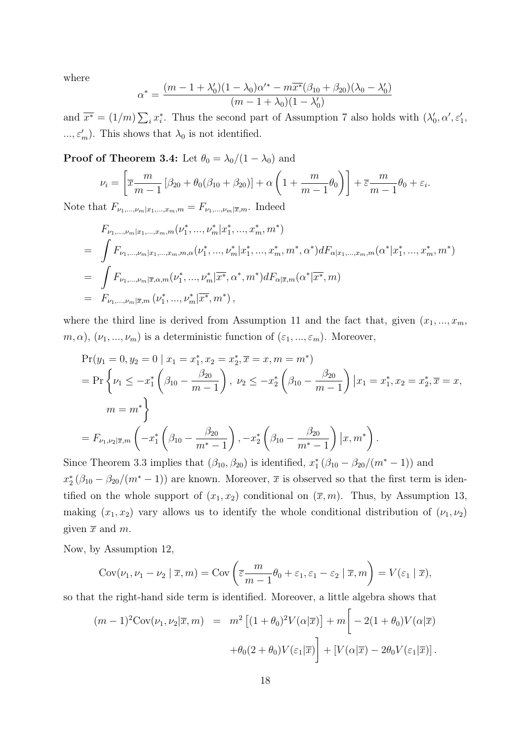where

$$\alpha^* = \frac{(m-1+\lambda_0')(1-\lambda_0)\alpha'^* - m\overline{x^*}(\beta_{10}+\beta_{20})(\lambda_0-\lambda_0')}{(m-1+\lambda_0)(1-\lambda_0')}$$

and $\overline{x^*} = (1/m)\sum_i x_i^*$. Thus the second part of Assumption 7 also holds with $(\lambda_0', \alpha', \varepsilon_1', ..., \varepsilon_m')$. This shows that $\lambda_0$ is not identified.

**Proof of Theorem 3.4:** Let $\theta_0 = \lambda_0/(1-\lambda_0)$ and

$$\nu_i = \left[\overline{x}\frac{m}{m-1}\left[\beta_{20}+\theta_0(\beta_{10}+\beta_{20})\right] + \alpha\left(1+\frac{m}{m-1}\theta_0\right)\right] + \overline{\varepsilon}\frac{m}{m-1}\theta_0 + \varepsilon_i.$$

Note that $F_{\nu_1,...,\nu_m|x_1,...,x_m,m} = F_{\nu_1,...,\nu_m|\overline{x},m}$. Indeed

$$\begin{aligned}
& F_{\nu_1,...,\nu_m|x_1,...,x_m,m}(\nu_1^*,...,\nu_m^*|x_1^*,...,x_m^*,m^*) \\
= & \int F_{\nu_1,...,\nu_m|x_1,...,x_m,m,\alpha}(\nu_1^*,...,\nu_m^*|x_1^*,...,x_m^*,m^*,\alpha^*)dF_{\alpha|x_1,...,x_m,m}(\alpha^*|x_1^*,...,x_m^*,m^*) \\
= & \int F_{\nu_1,...,\nu_m|\overline{x},\alpha,m}(\nu_1^*,...,\nu_m^*|\overline{x^*},\alpha^*,m^*)dF_{\alpha|\overline{x},m}(\alpha^*|\overline{x^*},m) \\
= & F_{\nu_1,...,\nu_m|\overline{x},m}\left(\nu_1^*,...,\nu_m^*|\overline{x^*},m^*\right),
\end{aligned}$$

where the third line is derived from Assumption 11 and the fact that, given $(x_1,...,x_m, m,\alpha)$, $(\nu_1,...,\nu_m)$ is a deterministic function of $(\varepsilon_1,...,\varepsilon_m)$. Moreover,

$$\begin{aligned}
& \Pr(y_1=0,y_2=0 \mid x_1=x_1^*,x_2=x_2^*,\overline{x}=x,m=m^*) \\
& = \Pr\left\{\nu_1 \le -x_1^*\left(\beta_{10}-\frac{\beta_{20}}{m-1}\right),\ \nu_2 \le -x_2^*\left(\beta_{10}-\frac{\beta_{20}}{m-1}\right)\big| x_1=x_1^*,x_2=x_2^*,\overline{x}=x,\right. \\
& \qquad \left. m=m^*\right\} \\
& = F_{\nu_1,\nu_2|\overline{x},m}\left(-x_1^*\left(\beta_{10}-\frac{\beta_{20}}{m^*-1}\right), -x_2^*\left(\beta_{10}-\frac{\beta_{20}}{m^*-1}\right)\big| x,m^*\right).
\end{aligned}$$

Since Theorem 3.3 implies that $(\beta_{10},\beta_{20})$ is identified, $x_1^*\left(\beta_{10}-\beta_{20}/(m^*-1)\right)$ and $x_2^*\left(\beta_{10}-\beta_{20}/(m^*-1)\right)$ are known. Moreover, $\overline{x}$ is observed so that the first term is identified on the whole support of $(x_1,x_2)$ conditional on $(\overline{x},m)$. Thus, by Assumption 13, making $(x_1,x_2)$ vary allows us to identify the whole conditional distribution of $(\nu_1,\nu_2)$ given $\overline{x}$ and $m$.

Now, by Assumption 12,

$$\text{Cov}(\nu_1,\nu_1-\nu_2 \mid \overline{x},m) = \text{Cov}\left(\overline{\varepsilon}\frac{m}{m-1}\theta_0+\varepsilon_1,\varepsilon_1-\varepsilon_2 \mid \overline{x},m\right) = V(\varepsilon_1 \mid \overline{x}),$$

so that the right-hand side term is identified. Moreover, a little algebra shows that

$$\begin{aligned}
(m-1)^2\text{Cov}(\nu_1,\nu_2|\overline{x},m) &= m^2\left[(1+\theta_0)^2V(\alpha|\overline{x})\right] + m\bigg[-2(1+\theta_0)V(\alpha|\overline{x}) \\
&\quad +\theta_0(2+\theta_0)V(\varepsilon_1|\overline{x})\bigg] + \left[V(\alpha|\overline{x})-2\theta_0V(\varepsilon_1|\overline{x})\right].
\end{aligned}$$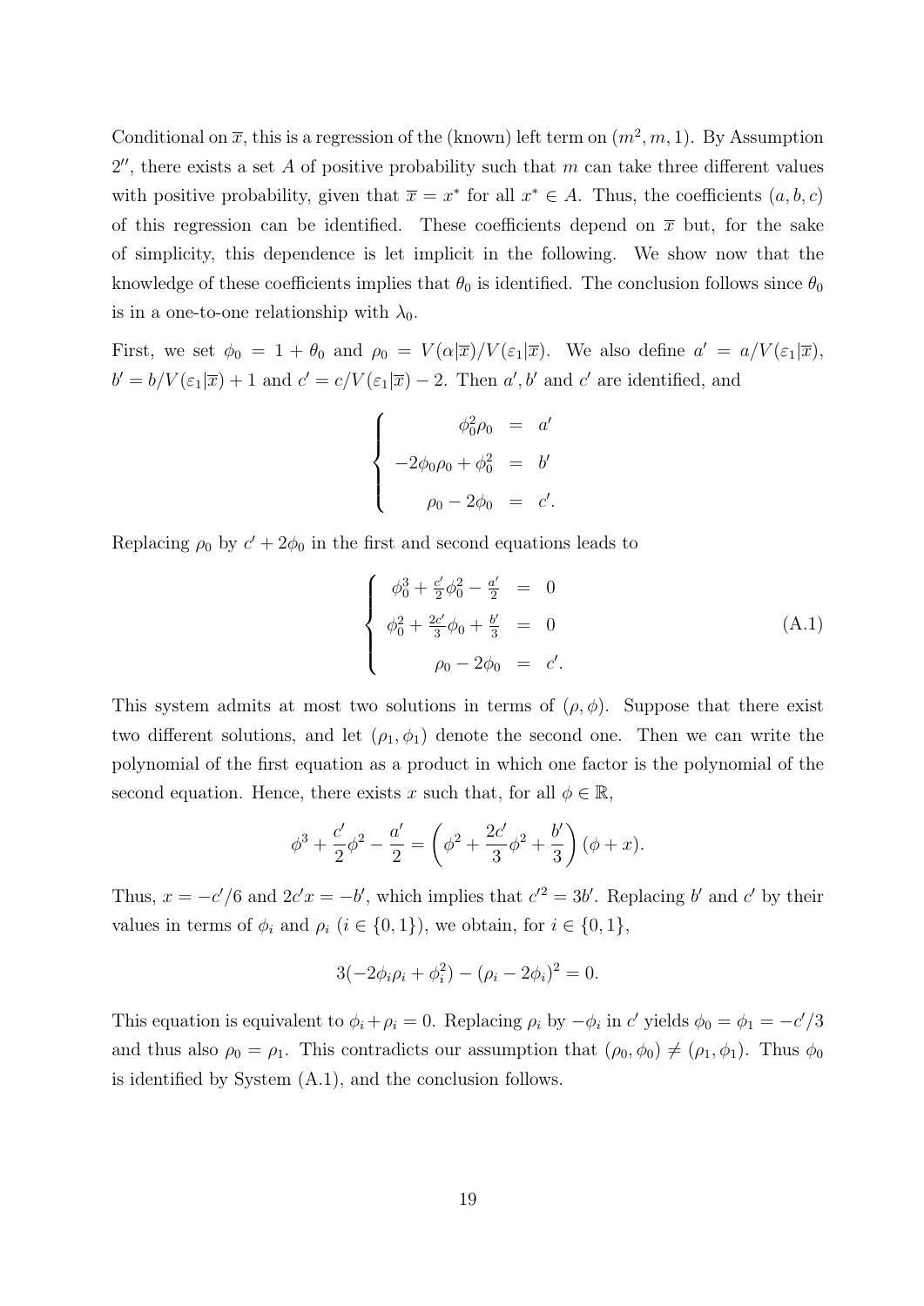Conditional on $\overline{x}$, this is a regression of the (known) left term on $(m^2, m, 1)$. By Assumption $2''$, there exists a set $A$ of positive probability such that $m$ can take three different values with positive probability, given that $\overline{x} = x^*$ for all $x^* \in A$. Thus, the coefficients $(a, b, c)$ of this regression can be identified. These coefficients depend on $\overline{x}$ but, for the sake of simplicity, this dependence is let implicit in the following. We show now that the knowledge of these coefficients implies that $\theta_0$ is identified. The conclusion follows since $\theta_0$ is in a one-to-one relationship with $\lambda_0$.

First, we set $\phi_0 = 1 + \theta_0$ and $\rho_0 = V(\alpha|\overline{x})/V(\varepsilon_1|\overline{x})$. We also define $a' = a/V(\varepsilon_1|\overline{x})$, $b' = b/V(\varepsilon_1|\overline{x}) + 1$ and $c' = c/V(\varepsilon_1|\overline{x}) - 2$. Then $a', b'$ and $c'$ are identified, and

$$\left\{ \begin{array}{rcl} \phi_0^2 \rho_0 & = & a' \\ -2\phi_0\rho_0 + \phi_0^2 & = & b' \\ \rho_0 - 2\phi_0 & = & c'. \end{array} \right.$$

Replacing $\rho_0$ by $c' + 2\phi_0$ in the first and second equations leads to

$$\left\{ \begin{array}{rcl} \phi_0^3 + \frac{c'}{2}\phi_0^2 - \frac{a'}{2} & = & 0 \\ \phi_0^2 + \frac{2c'}{3}\phi_0 + \frac{b'}{3} & = & 0 \\ \rho_0 - 2\phi_0 & = & c'. \end{array} \right. \tag{A.1}$$

This system admits at most two solutions in terms of $(\rho, \phi)$. Suppose that there exist two different solutions, and let $(\rho_1, \phi_1)$ denote the second one. Then we can write the polynomial of the first equation as a product in which one factor is the polynomial of the second equation. Hence, there exists $x$ such that, for all $\phi \in \mathbb{R}$,

$$\phi^3 + \frac{c'}{2}\phi^2 - \frac{a'}{2} = \left( \phi^2 + \frac{2c'}{3}\phi^2 + \frac{b'}{3} \right)(\phi + x).$$

Thus, $x = -c'/6$ and $2c'x = -b'$, which implies that $c'^2 = 3b'$. Replacing $b'$ and $c'$ by their values in terms of $\phi_i$ and $\rho_i$ ($i \in \{0, 1\}$), we obtain, for $i \in \{0, 1\}$,

$$3(-2\phi_i\rho_i + \phi_i^2) - (\rho_i - 2\phi_i)^2 = 0.$$

This equation is equivalent to $\phi_i + \rho_i = 0$. Replacing $\rho_i$ by $-\phi_i$ in $c'$ yields $\phi_0 = \phi_1 = -c'/3$ and thus also $\rho_0 = \rho_1$. This contradicts our assumption that $(\rho_0, \phi_0) \neq (\rho_1, \phi_1)$. Thus $\phi_0$ is identified by System (A.1), and the conclusion follows.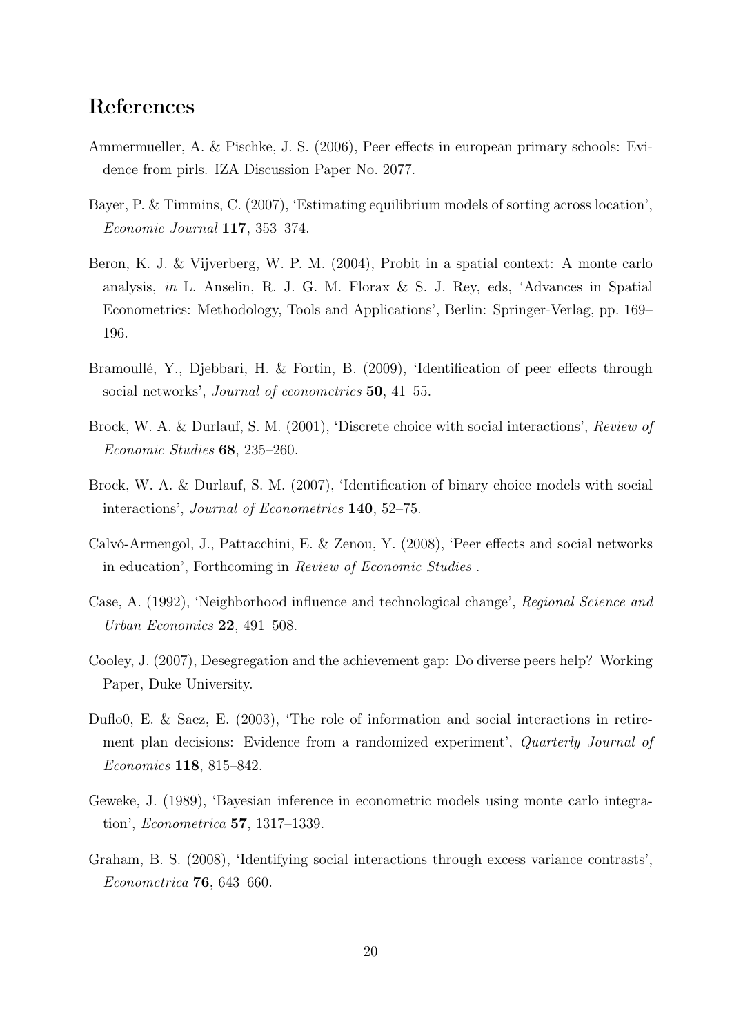# References

Ammermueller, A. & Pischke, J. S. (2006), Peer effects in european primary schools: Evidence from pirls. IZA Discussion Paper No. 2077.

Bayer, P. & Timmins, C. (2007), 'Estimating equilibrium models of sorting across location', *Economic Journal* **117**, 353–374.

Beron, K. J. & Vijverberg, W. P. M. (2004), Probit in a spatial context: A monte carlo analysis, *in* L. Anselin, R. J. G. M. Florax & S. J. Rey, eds, 'Advances in Spatial Econometrics: Methodology, Tools and Applications', Berlin: Springer-Verlag, pp. 169–196.

Bramoullé, Y., Djebbari, H. & Fortin, B. (2009), 'Identification of peer effects through social networks', *Journal of econometrics* **50**, 41–55.

Brock, W. A. & Durlauf, S. M. (2001), 'Discrete choice with social interactions', *Review of Economic Studies* **68**, 235–260.

Brock, W. A. & Durlauf, S. M. (2007), 'Identification of binary choice models with social interactions', *Journal of Econometrics* **140**, 52–75.

Calvó-Armengol, J., Pattacchini, E. & Zenou, Y. (2008), 'Peer effects and social networks in education', Forthcoming in *Review of Economic Studies* .

Case, A. (1992), 'Neighborhood influence and technological change', *Regional Science and Urban Economics* **22**, 491–508.

Cooley, J. (2007), Desegregation and the achievement gap: Do diverse peers help? Working Paper, Duke University.

Duflo0, E. & Saez, E. (2003), 'The role of information and social interactions in retirement plan decisions: Evidence from a randomized experiment', *Quarterly Journal of Economics* **118**, 815–842.

Geweke, J. (1989), 'Bayesian inference in econometric models using monte carlo integration', *Econometrica* **57**, 1317–1339.

Graham, B. S. (2008), 'Identifying social interactions through excess variance contrasts', *Econometrica* **76**, 643–660.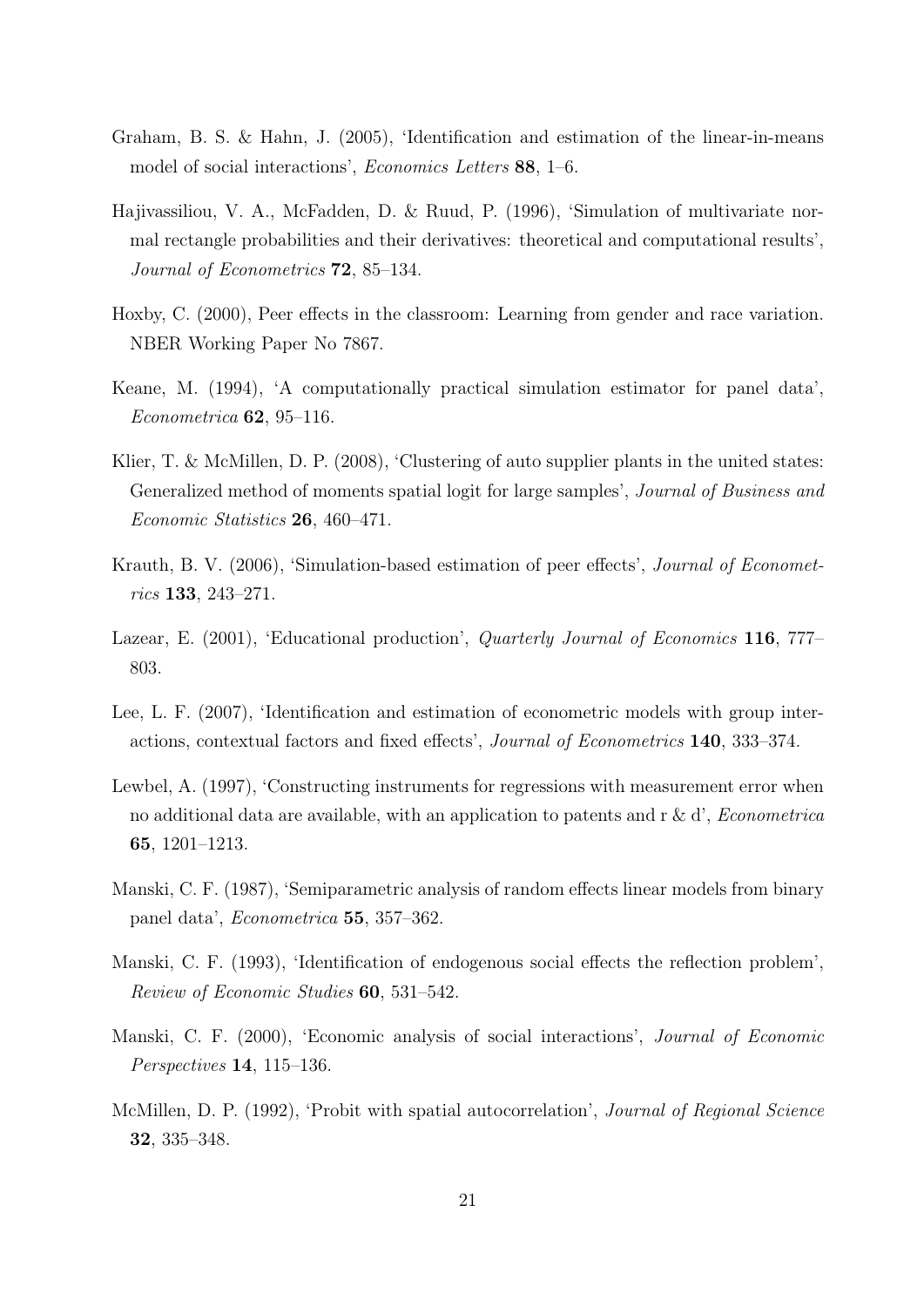Graham, B. S. & Hahn, J. (2005), 'Identification and estimation of the linear-in-means model of social interactions', *Economics Letters* **88**, 1–6.

Hajivassiliou, V. A., McFadden, D. & Ruud, P. (1996), 'Simulation of multivariate normal rectangle probabilities and their derivatives: theoretical and computational results', *Journal of Econometrics* **72**, 85–134.

Hoxby, C. (2000), Peer effects in the classroom: Learning from gender and race variation. NBER Working Paper No 7867.

Keane, M. (1994), 'A computationally practical simulation estimator for panel data', *Econometrica* **62**, 95–116.

Klier, T. & McMillen, D. P. (2008), 'Clustering of auto supplier plants in the united states: Generalized method of moments spatial logit for large samples', *Journal of Business and Economic Statistics* **26**, 460–471.

Krauth, B. V. (2006), 'Simulation-based estimation of peer effects', *Journal of Econometrics* **133**, 243–271.

Lazear, E. (2001), 'Educational production', *Quarterly Journal of Economics* **116**, 777–803.

Lee, L. F. (2007), 'Identification and estimation of econometric models with group interactions, contextual factors and fixed effects', *Journal of Econometrics* **140**, 333–374.

Lewbel, A. (1997), 'Constructing instruments for regressions with measurement error when no additional data are available, with an application to patents and r & d', *Econometrica* **65**, 1201–1213.

Manski, C. F. (1987), 'Semiparametric analysis of random effects linear models from binary panel data', *Econometrica* **55**, 357–362.

Manski, C. F. (1993), 'Identification of endogenous social effects the reflection problem', *Review of Economic Studies* **60**, 531–542.

Manski, C. F. (2000), 'Economic analysis of social interactions', *Journal of Economic Perspectives* **14**, 115–136.

McMillen, D. P. (1992), 'Probit with spatial autocorrelation', *Journal of Regional Science* **32**, 335–348.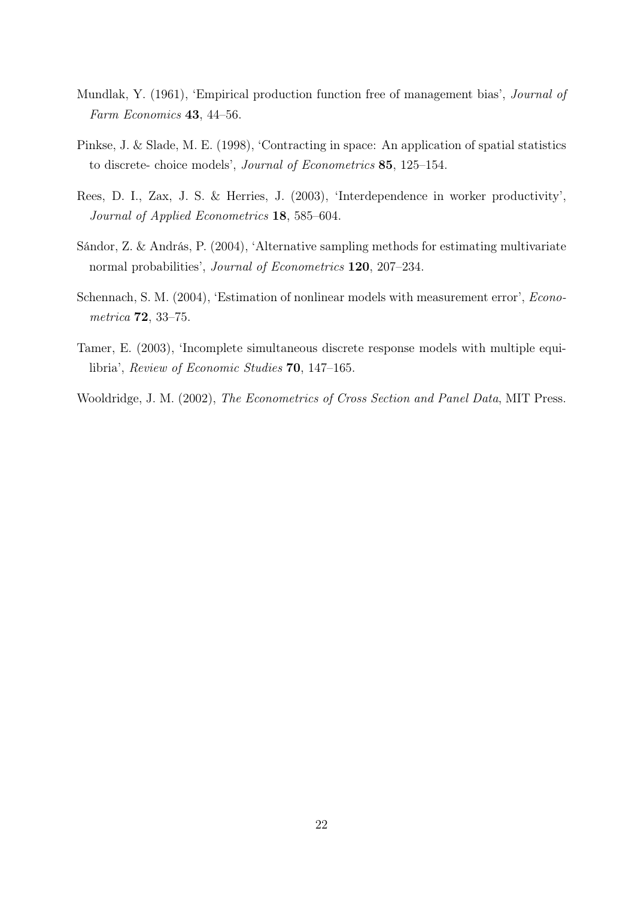Mundlak, Y. (1961), 'Empirical production function free of management bias', *Journal of Farm Economics* **43**, 44–56.

Pinkse, J. & Slade, M. E. (1998), 'Contracting in space: An application of spatial statistics to discrete- choice models', *Journal of Econometrics* **85**, 125–154.

Rees, D. I., Zax, J. S. & Herries, J. (2003), 'Interdependence in worker productivity', *Journal of Applied Econometrics* **18**, 585–604.

Sándor, Z. & András, P. (2004), 'Alternative sampling methods for estimating multivariate normal probabilities', *Journal of Econometrics* **120**, 207–234.

Schennach, S. M. (2004), 'Estimation of nonlinear models with measurement error', *Econometrica* **72**, 33–75.

Tamer, E. (2003), 'Incomplete simultaneous discrete response models with multiple equilibria', *Review of Economic Studies* **70**, 147–165.

Wooldridge, J. M. (2002), *The Econometrics of Cross Section and Panel Data*, MIT Press.